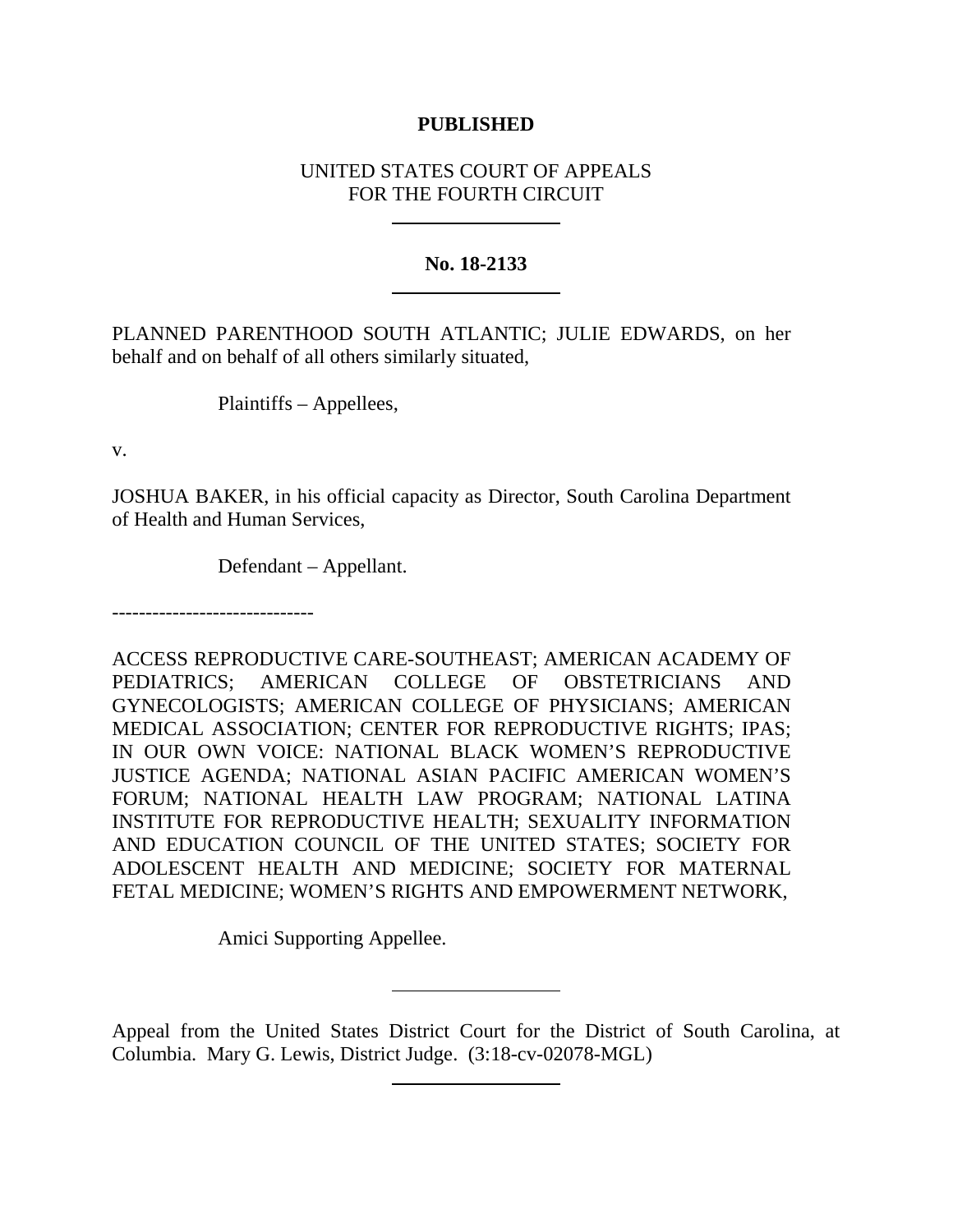**PUBLISHED**

UNITED STATES COURT OF APPEALS
FOR THE FOURTH CIRCUIT

---

**No. 18-2133**

---

PLANNED PARENTHOOD SOUTH ATLANTIC; JULIE EDWARDS, on her behalf and on behalf of all others similarly situated,

Plaintiffs – Appellees,

v.

JOSHUA BAKER, in his official capacity as Director, South Carolina Department of Health and Human Services,

Defendant – Appellant.

------------------------------

ACCESS REPRODUCTIVE CARE-SOUTHEAST; AMERICAN ACADEMY OF PEDIATRICS; AMERICAN COLLEGE OF OBSTETRICIANS AND GYNECOLOGISTS; AMERICAN COLLEGE OF PHYSICIANS; AMERICAN MEDICAL ASSOCIATION; CENTER FOR REPRODUCTIVE RIGHTS; IPAS; IN OUR OWN VOICE: NATIONAL BLACK WOMEN'S REPRODUCTIVE JUSTICE AGENDA; NATIONAL ASIAN PACIFIC AMERICAN WOMEN'S FORUM; NATIONAL HEALTH LAW PROGRAM; NATIONAL LATINA INSTITUTE FOR REPRODUCTIVE HEALTH; SEXUALITY INFORMATION AND EDUCATION COUNCIL OF THE UNITED STATES; SOCIETY FOR ADOLESCENT HEALTH AND MEDICINE; SOCIETY FOR MATERNAL FETAL MEDICINE; WOMEN'S RIGHTS AND EMPOWERMENT NETWORK,

Amici Supporting Appellee.

---

Appeal from the United States District Court for the District of South Carolina, at Columbia. Mary G. Lewis, District Judge. (3:18-cv-02078-MGL)

---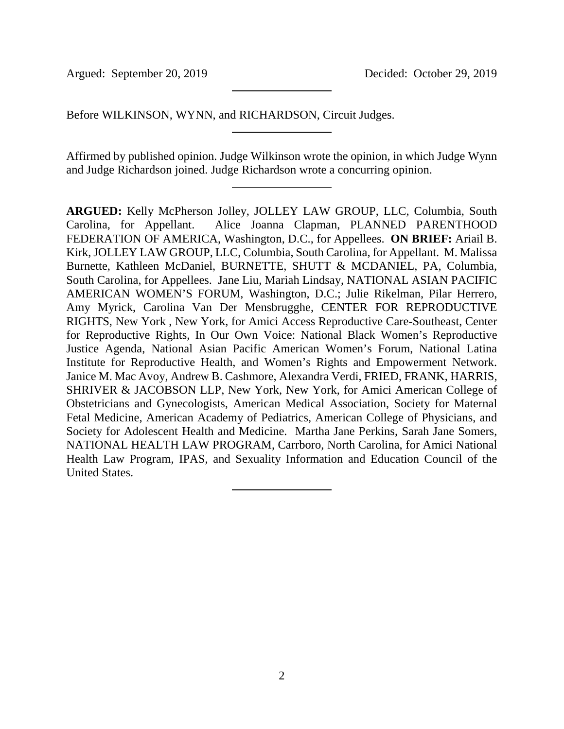Argued: September 20, 2019 Decided: October 29, 2019

---

Before WILKINSON, WYNN, and RICHARDSON, Circuit Judges.

---

Affirmed by published opinion. Judge Wilkinson wrote the opinion, in which Judge Wynn and Judge Richardson joined. Judge Richardson wrote a concurring opinion.

---

**ARGUED:** Kelly McPherson Jolley, JOLLEY LAW GROUP, LLC, Columbia, South Carolina, for Appellant. Alice Joanna Clapman, PLANNED PARENTHOOD FEDERATION OF AMERICA, Washington, D.C., for Appellees. **ON BRIEF:** Ariail B. Kirk, JOLLEY LAW GROUP, LLC, Columbia, South Carolina, for Appellant. M. Malissa Burnette, Kathleen McDaniel, BURNETTE, SHUTT & MCDANIEL, PA, Columbia, South Carolina, for Appellees. Jane Liu, Mariah Lindsay, NATIONAL ASIAN PACIFIC AMERICAN WOMEN'S FORUM, Washington, D.C.; Julie Rikelman, Pilar Herrero, Amy Myrick, Carolina Van Der Mensbrugghe, CENTER FOR REPRODUCTIVE RIGHTS, New York , New York, for Amici Access Reproductive Care-Southeast, Center for Reproductive Rights, In Our Own Voice: National Black Women's Reproductive Justice Agenda, National Asian Pacific American Women's Forum, National Latina Institute for Reproductive Health, and Women's Rights and Empowerment Network. Janice M. Mac Avoy, Andrew B. Cashmore, Alexandra Verdi, FRIED, FRANK, HARRIS, SHRIVER & JACOBSON LLP, New York, New York, for Amici American College of Obstetricians and Gynecologists, American Medical Association, Society for Maternal Fetal Medicine, American Academy of Pediatrics, American College of Physicians, and Society for Adolescent Health and Medicine. Martha Jane Perkins, Sarah Jane Somers, NATIONAL HEALTH LAW PROGRAM, Carrboro, North Carolina, for Amici National Health Law Program, IPAS, and Sexuality Information and Education Council of the United States.

---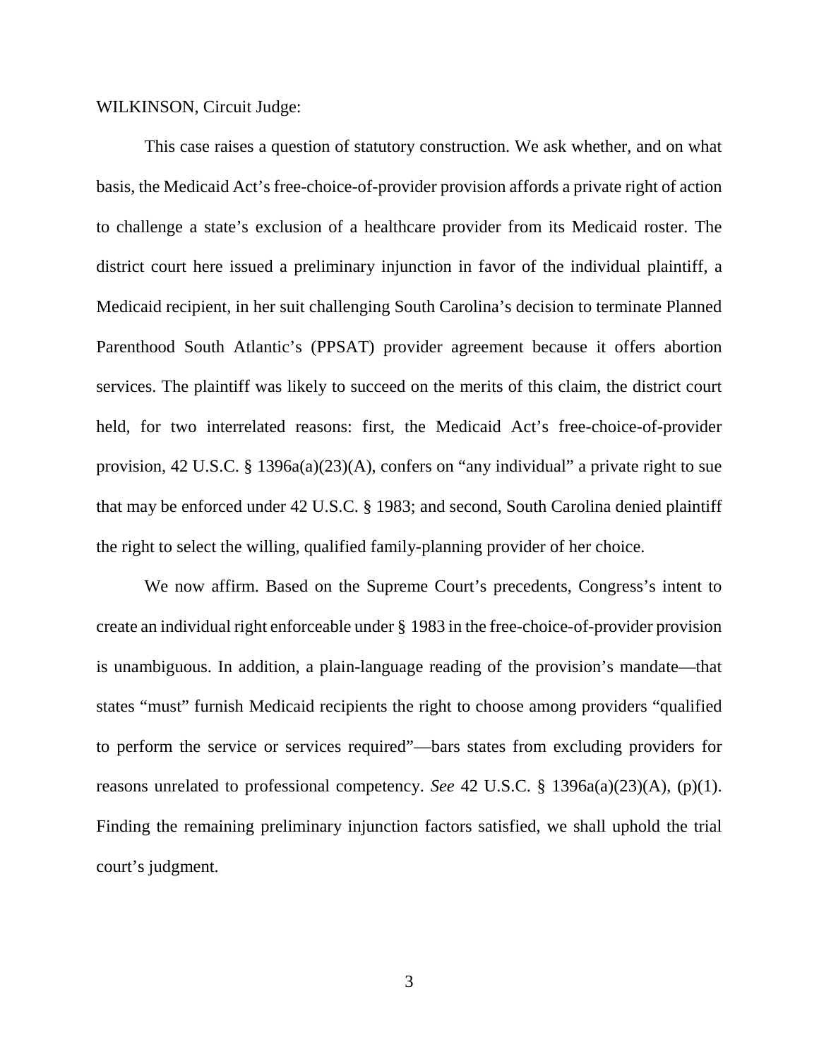WILKINSON, Circuit Judge:

This case raises a question of statutory construction. We ask whether, and on what basis, the Medicaid Act's free-choice-of-provider provision affords a private right of action to challenge a state's exclusion of a healthcare provider from its Medicaid roster. The district court here issued a preliminary injunction in favor of the individual plaintiff, a Medicaid recipient, in her suit challenging South Carolina's decision to terminate Planned Parenthood South Atlantic's (PPSAT) provider agreement because it offers abortion services. The plaintiff was likely to succeed on the merits of this claim, the district court held, for two interrelated reasons: first, the Medicaid Act's free-choice-of-provider provision, 42 U.S.C. § 1396a(a)(23)(A), confers on "any individual" a private right to sue that may be enforced under 42 U.S.C. § 1983; and second, South Carolina denied plaintiff the right to select the willing, qualified family-planning provider of her choice.

We now affirm. Based on the Supreme Court's precedents, Congress's intent to create an individual right enforceable under § 1983 in the free-choice-of-provider provision is unambiguous. In addition, a plain-language reading of the provision's mandate—that states "must" furnish Medicaid recipients the right to choose among providers "qualified to perform the service or services required"—bars states from excluding providers for reasons unrelated to professional competency. *See* 42 U.S.C. § 1396a(a)(23)(A), (p)(1). Finding the remaining preliminary injunction factors satisfied, we shall uphold the trial court's judgment.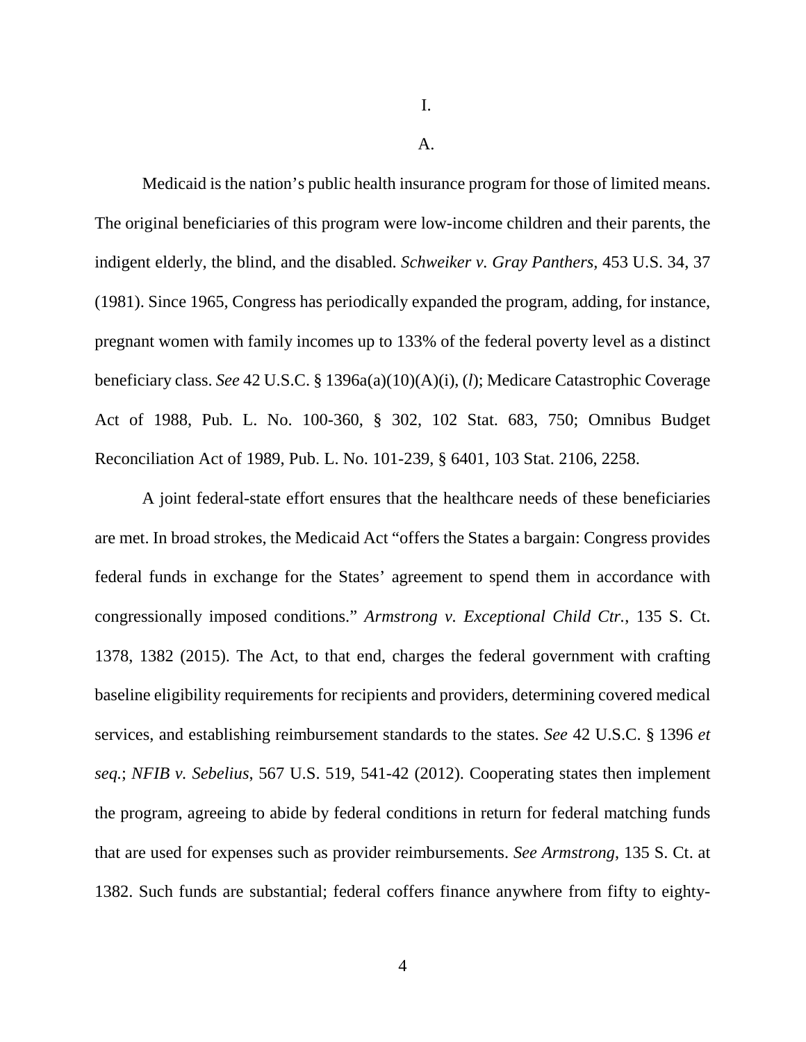I.

A.

Medicaid is the nation's public health insurance program for those of limited means. The original beneficiaries of this program were low-income children and their parents, the indigent elderly, the blind, and the disabled. *Schweiker v. Gray Panthers*, 453 U.S. 34, 37 (1981). Since 1965, Congress has periodically expanded the program, adding, for instance, pregnant women with family incomes up to 133% of the federal poverty level as a distinct beneficiary class. *See* 42 U.S.C. § 1396a(a)(10)(A)(i), (*l*); Medicare Catastrophic Coverage Act of 1988, Pub. L. No. 100-360, § 302, 102 Stat. 683, 750; Omnibus Budget Reconciliation Act of 1989, Pub. L. No. 101-239, § 6401, 103 Stat. 2106, 2258.

A joint federal-state effort ensures that the healthcare needs of these beneficiaries are met. In broad strokes, the Medicaid Act "offers the States a bargain: Congress provides federal funds in exchange for the States' agreement to spend them in accordance with congressionally imposed conditions." *Armstrong v. Exceptional Child Ctr.*, 135 S. Ct. 1378, 1382 (2015). The Act, to that end, charges the federal government with crafting baseline eligibility requirements for recipients and providers, determining covered medical services, and establishing reimbursement standards to the states. *See* 42 U.S.C. § 1396 *et seq.*; *NFIB v. Sebelius*, 567 U.S. 519, 541-42 (2012). Cooperating states then implement the program, agreeing to abide by federal conditions in return for federal matching funds that are used for expenses such as provider reimbursements. *See Armstrong*, 135 S. Ct. at 1382. Such funds are substantial; federal coffers finance anywhere from fifty to eighty-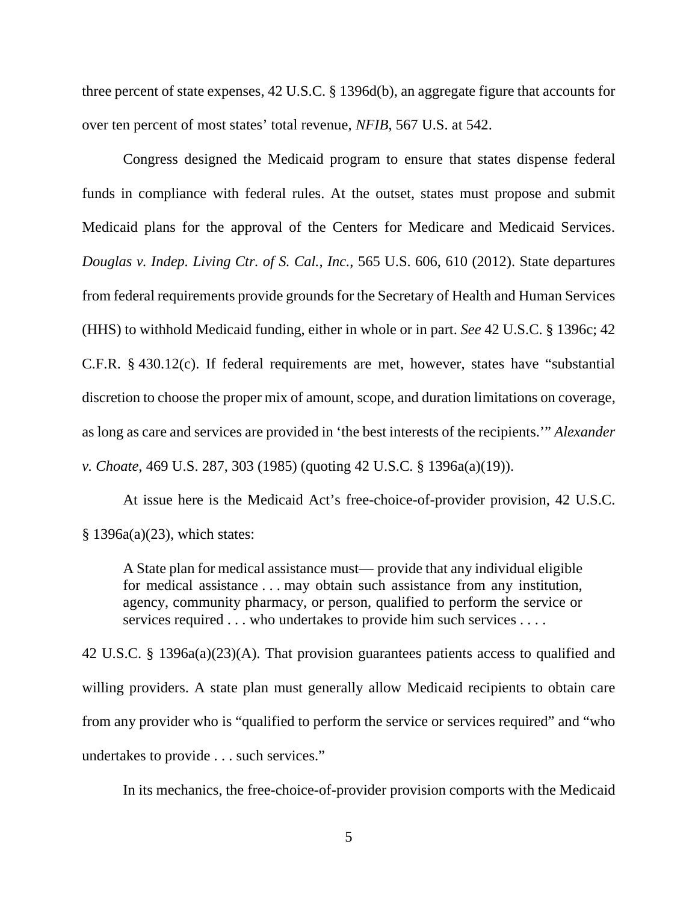three percent of state expenses, 42 U.S.C. § 1396d(b), an aggregate figure that accounts for over ten percent of most states' total revenue, *NFIB*, 567 U.S. at 542.

Congress designed the Medicaid program to ensure that states dispense federal funds in compliance with federal rules. At the outset, states must propose and submit Medicaid plans for the approval of the Centers for Medicare and Medicaid Services. *Douglas v. Indep. Living Ctr. of S. Cal., Inc.*, 565 U.S. 606, 610 (2012). State departures from federal requirements provide grounds for the Secretary of Health and Human Services (HHS) to withhold Medicaid funding, either in whole or in part. *See* 42 U.S.C. § 1396c; 42 C.F.R. § 430.12(c). If federal requirements are met, however, states have "substantial discretion to choose the proper mix of amount, scope, and duration limitations on coverage, as long as care and services are provided in 'the best interests of the recipients.'" *Alexander v. Choate*, 469 U.S. 287, 303 (1985) (quoting 42 U.S.C. § 1396a(a)(19)).

At issue here is the Medicaid Act's free-choice-of-provider provision, 42 U.S.C. § 1396a(a)(23), which states:

> A State plan for medical assistance must— provide that any individual eligible for medical assistance . . . may obtain such assistance from any institution, agency, community pharmacy, or person, qualified to perform the service or services required . . . who undertakes to provide him such services . . . .

42 U.S.C. § 1396a(a)(23)(A). That provision guarantees patients access to qualified and willing providers. A state plan must generally allow Medicaid recipients to obtain care from any provider who is "qualified to perform the service or services required" and "who undertakes to provide . . . such services."

In its mechanics, the free-choice-of-provider provision comports with the Medicaid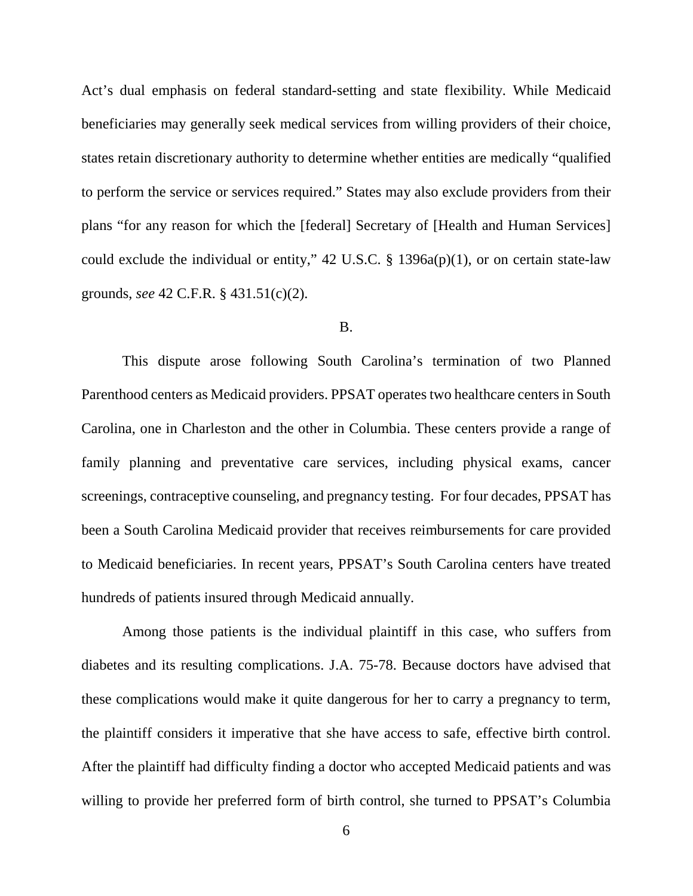Act's dual emphasis on federal standard-setting and state flexibility. While Medicaid beneficiaries may generally seek medical services from willing providers of their choice, states retain discretionary authority to determine whether entities are medically "qualified to perform the service or services required." States may also exclude providers from their plans "for any reason for which the [federal] Secretary of [Health and Human Services] could exclude the individual or entity," 42 U.S.C. § 1396a(p)(1), or on certain state-law grounds, *see* 42 C.F.R. § 431.51(c)(2).

B.

This dispute arose following South Carolina's termination of two Planned Parenthood centers as Medicaid providers. PPSAT operates two healthcare centers in South Carolina, one in Charleston and the other in Columbia. These centers provide a range of family planning and preventative care services, including physical exams, cancer screenings, contraceptive counseling, and pregnancy testing. For four decades, PPSAT has been a South Carolina Medicaid provider that receives reimbursements for care provided to Medicaid beneficiaries. In recent years, PPSAT's South Carolina centers have treated hundreds of patients insured through Medicaid annually.

Among those patients is the individual plaintiff in this case, who suffers from diabetes and its resulting complications. J.A. 75-78. Because doctors have advised that these complications would make it quite dangerous for her to carry a pregnancy to term, the plaintiff considers it imperative that she have access to safe, effective birth control. After the plaintiff had difficulty finding a doctor who accepted Medicaid patients and was willing to provide her preferred form of birth control, she turned to PPSAT's Columbia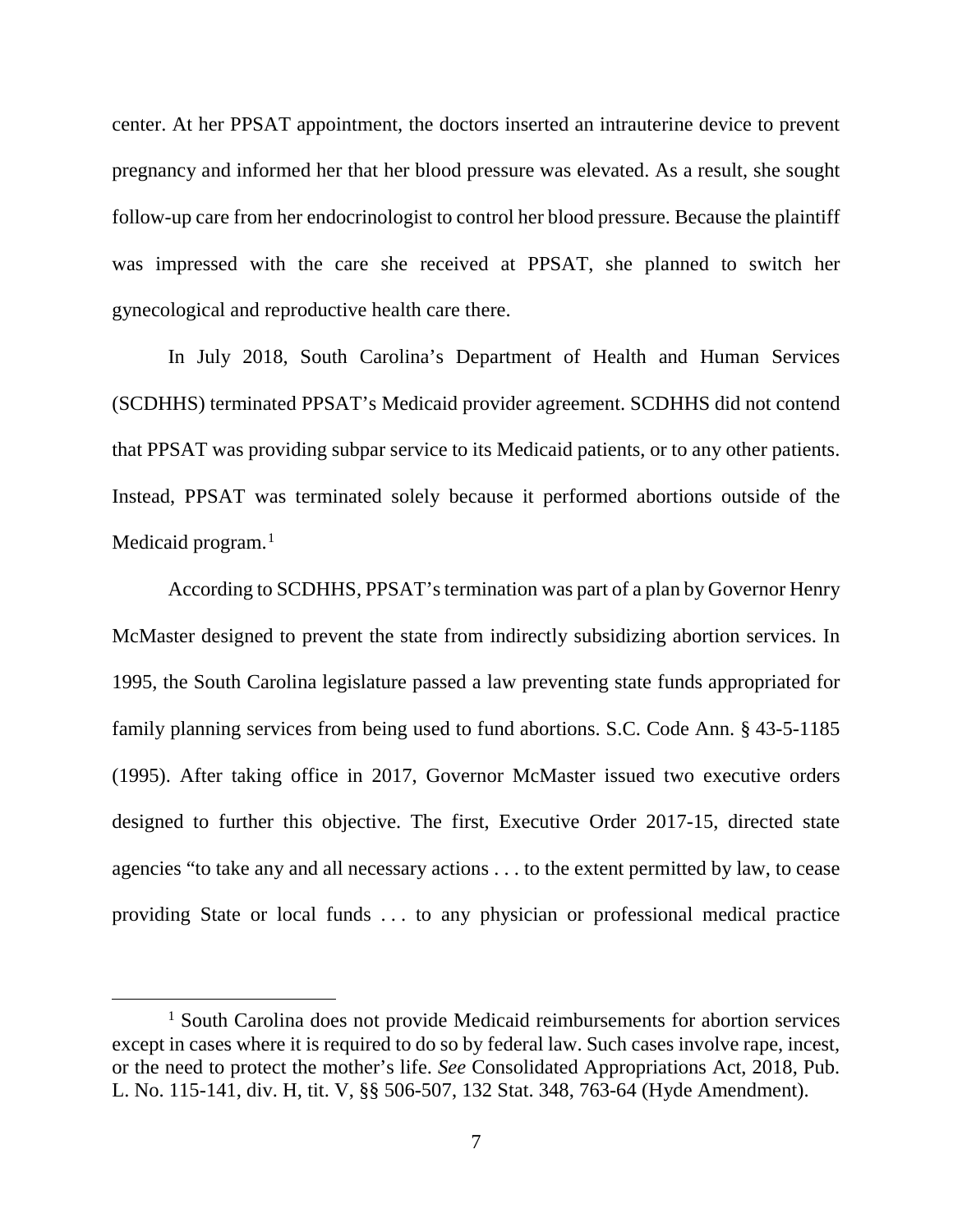center. At her PPSAT appointment, the doctors inserted an intrauterine device to prevent pregnancy and informed her that her blood pressure was elevated. As a result, she sought follow-up care from her endocrinologist to control her blood pressure. Because the plaintiff was impressed with the care she received at PPSAT, she planned to switch her gynecological and reproductive health care there.

In July 2018, South Carolina's Department of Health and Human Services (SCDHHS) terminated PPSAT's Medicaid provider agreement. SCDHHS did not contend that PPSAT was providing subpar service to its Medicaid patients, or to any other patients. Instead, PPSAT was terminated solely because it performed abortions outside of the Medicaid program.[1]

According to SCDHHS, PPSAT's termination was part of a plan by Governor Henry McMaster designed to prevent the state from indirectly subsidizing abortion services. In 1995, the South Carolina legislature passed a law preventing state funds appropriated for family planning services from being used to fund abortions. S.C. Code Ann. § 43-5-1185 (1995). After taking office in 2017, Governor McMaster issued two executive orders designed to further this objective. The first, Executive Order 2017-15, directed state agencies "to take any and all necessary actions . . . to the extent permitted by law, to cease providing State or local funds . . . to any physician or professional medical practice

[1] South Carolina does not provide Medicaid reimbursements for abortion services except in cases where it is required to do so by federal law. Such cases involve rape, incest, or the need to protect the mother's life. *See* Consolidated Appropriations Act, 2018, Pub. L. No. 115-141, div. H, tit. V, §§ 506-507, 132 Stat. 348, 763-64 (Hyde Amendment).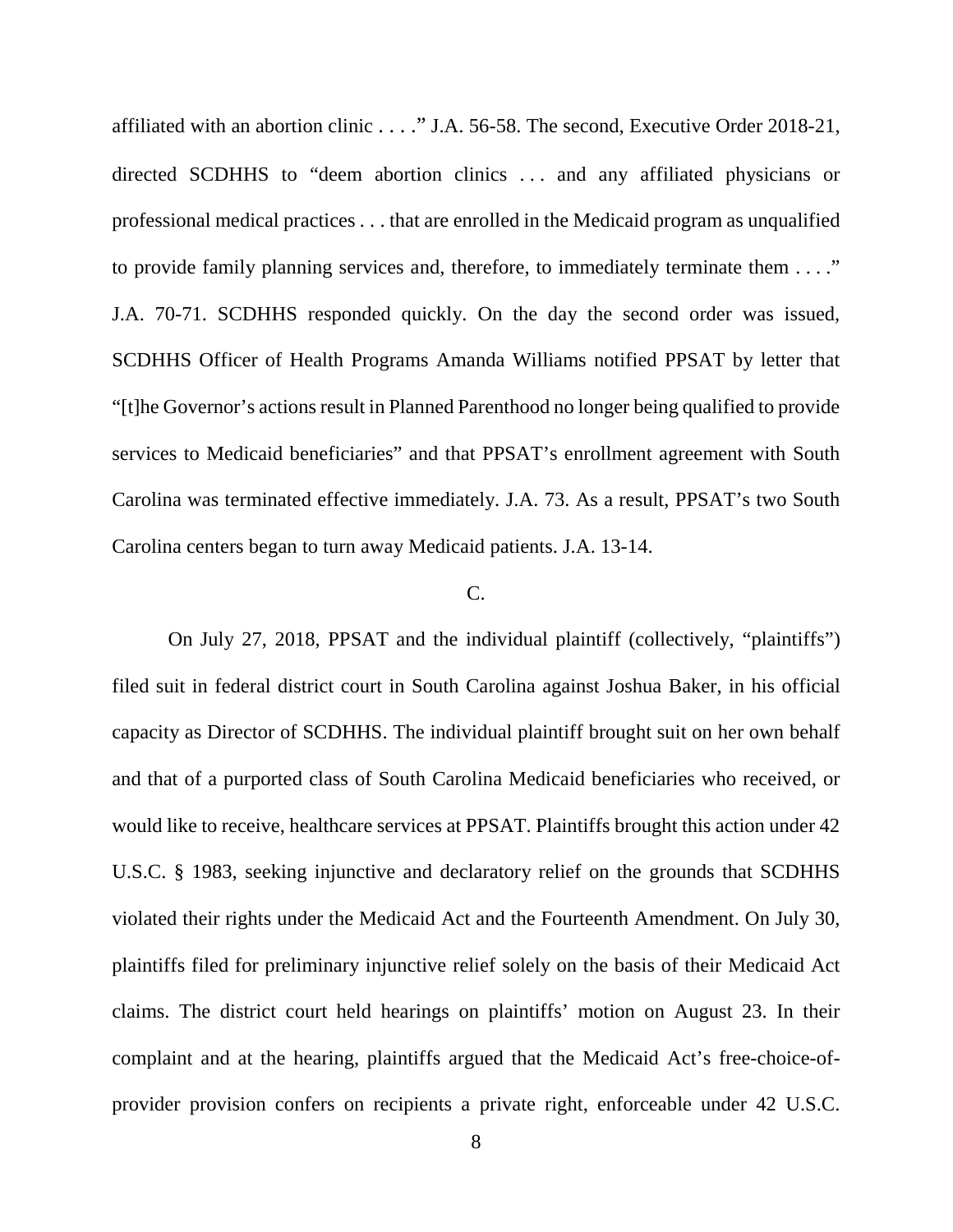affiliated with an abortion clinic . . . ." J.A. 56-58. The second, Executive Order 2018-21, directed SCDHHS to "deem abortion clinics . . . and any affiliated physicians or professional medical practices . . . that are enrolled in the Medicaid program as unqualified to provide family planning services and, therefore, to immediately terminate them . . . ." J.A. 70-71. SCDHHS responded quickly. On the day the second order was issued, SCDHHS Officer of Health Programs Amanda Williams notified PPSAT by letter that "[t]he Governor's actions result in Planned Parenthood no longer being qualified to provide services to Medicaid beneficiaries" and that PPSAT's enrollment agreement with South Carolina was terminated effective immediately. J.A. 73. As a result, PPSAT's two South Carolina centers began to turn away Medicaid patients. J.A. 13-14.

C.

On July 27, 2018, PPSAT and the individual plaintiff (collectively, "plaintiffs") filed suit in federal district court in South Carolina against Joshua Baker, in his official capacity as Director of SCDHHS. The individual plaintiff brought suit on her own behalf and that of a purported class of South Carolina Medicaid beneficiaries who received, or would like to receive, healthcare services at PPSAT. Plaintiffs brought this action under 42 U.S.C. § 1983, seeking injunctive and declaratory relief on the grounds that SCDHHS violated their rights under the Medicaid Act and the Fourteenth Amendment. On July 30, plaintiffs filed for preliminary injunctive relief solely on the basis of their Medicaid Act claims. The district court held hearings on plaintiffs' motion on August 23. In their complaint and at the hearing, plaintiffs argued that the Medicaid Act's free-choice-of-provider provision confers on recipients a private right, enforceable under 42 U.S.C.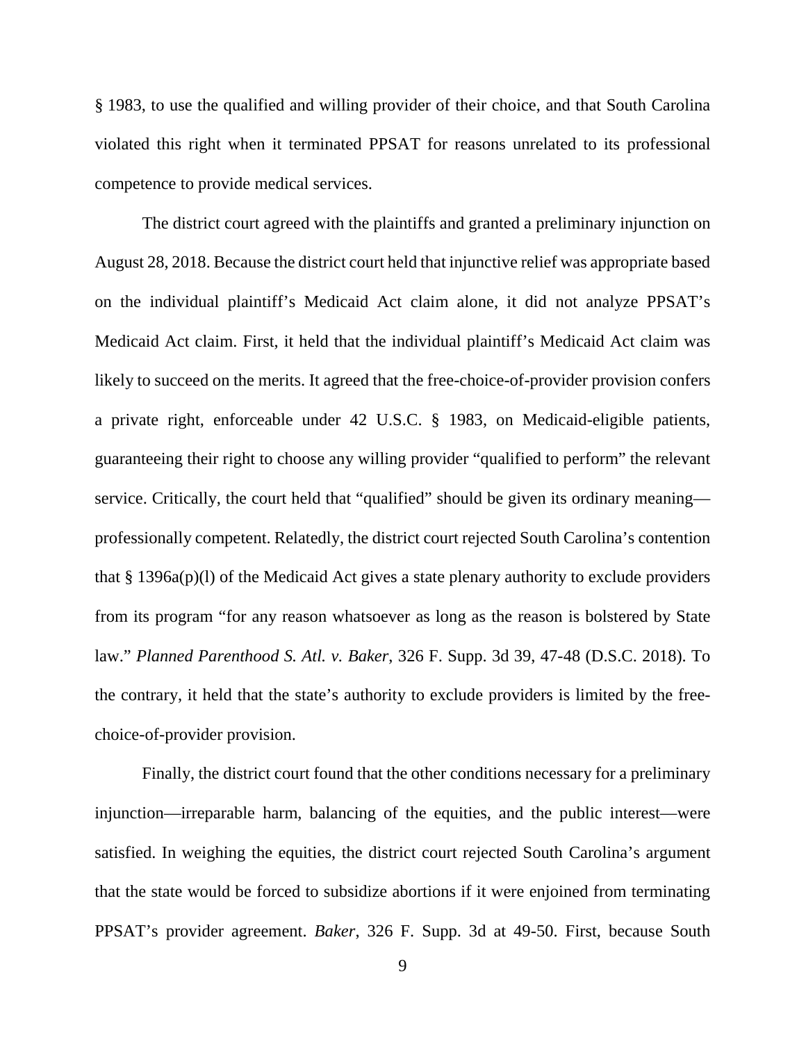§ 1983, to use the qualified and willing provider of their choice, and that South Carolina violated this right when it terminated PPSAT for reasons unrelated to its professional competence to provide medical services.

The district court agreed with the plaintiffs and granted a preliminary injunction on August 28, 2018. Because the district court held that injunctive relief was appropriate based on the individual plaintiff's Medicaid Act claim alone, it did not analyze PPSAT's Medicaid Act claim. First, it held that the individual plaintiff's Medicaid Act claim was likely to succeed on the merits. It agreed that the free-choice-of-provider provision confers a private right, enforceable under 42 U.S.C. § 1983, on Medicaid-eligible patients, guaranteeing their right to choose any willing provider "qualified to perform" the relevant service. Critically, the court held that "qualified" should be given its ordinary meaning—professionally competent. Relatedly, the district court rejected South Carolina's contention that § 1396a(p)(l) of the Medicaid Act gives a state plenary authority to exclude providers from its program "for any reason whatsoever as long as the reason is bolstered by State law." *Planned Parenthood S. Atl. v. Baker*, 326 F. Supp. 3d 39, 47-48 (D.S.C. 2018). To the contrary, it held that the state's authority to exclude providers is limited by the free-choice-of-provider provision.

Finally, the district court found that the other conditions necessary for a preliminary injunction—irreparable harm, balancing of the equities, and the public interest—were satisfied. In weighing the equities, the district court rejected South Carolina's argument that the state would be forced to subsidize abortions if it were enjoined from terminating PPSAT's provider agreement. *Baker*, 326 F. Supp. 3d at 49-50. First, because South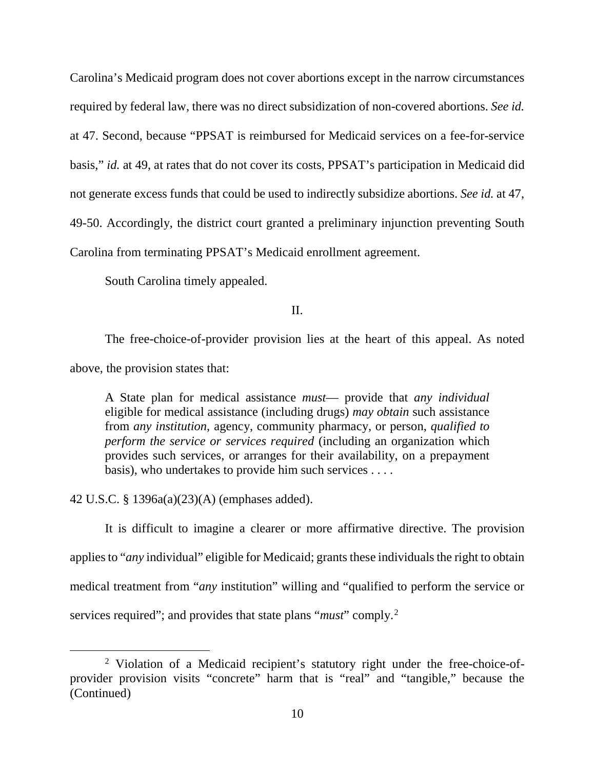Carolina's Medicaid program does not cover abortions except in the narrow circumstances required by federal law, there was no direct subsidization of non-covered abortions. *See id.* at 47. Second, because "PPSAT is reimbursed for Medicaid services on a fee-for-service basis," *id.* at 49, at rates that do not cover its costs, PPSAT's participation in Medicaid did not generate excess funds that could be used to indirectly subsidize abortions. *See id.* at 47, 49-50. Accordingly, the district court granted a preliminary injunction preventing South Carolina from terminating PPSAT's Medicaid enrollment agreement.

South Carolina timely appealed.

## II.

The free-choice-of-provider provision lies at the heart of this appeal. As noted above, the provision states that:

> A State plan for medical assistance *must*— provide that *any individual* eligible for medical assistance (including drugs) *may obtain* such assistance from *any institution*, agency, community pharmacy, or person, *qualified to perform the service or services required* (including an organization which provides such services, or arranges for their availability, on a prepayment basis), who undertakes to provide him such services . . . .

42 U.S.C. § 1396a(a)(23)(A) (emphases added).

It is difficult to imagine a clearer or more affirmative directive. The provision applies to "*any* individual" eligible for Medicaid; grants these individuals the right to obtain medical treatment from "*any* institution" willing and "qualified to perform the service or services required"; and provides that state plans "*must*" comply.[2]

---

[2] Violation of a Medicaid recipient's statutory right under the free-choice-of-provider provision visits "concrete" harm that is "real" and "tangible," because the (Continued)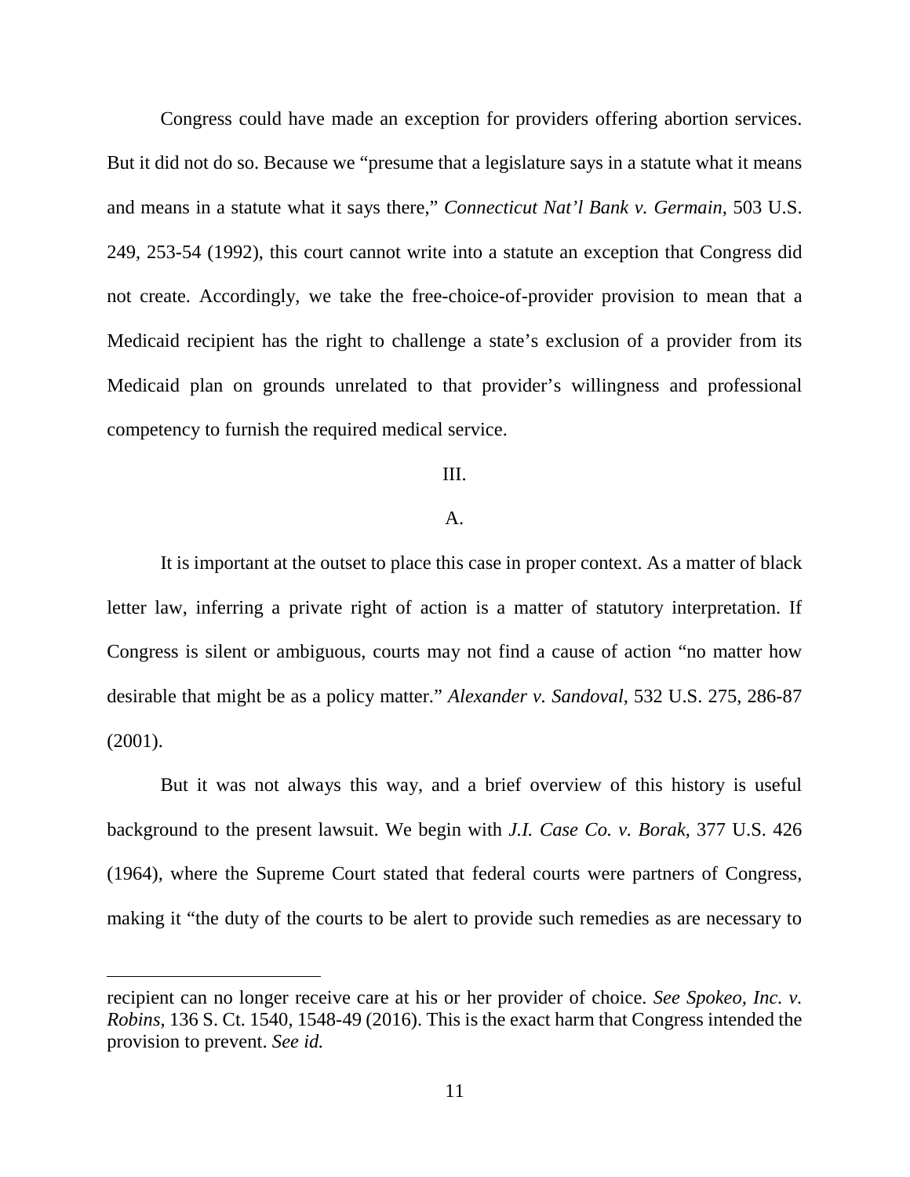Congress could have made an exception for providers offering abortion services. But it did not do so. Because we "presume that a legislature says in a statute what it means and means in a statute what it says there," *Connecticut Nat'l Bank v. Germain*, 503 U.S. 249, 253-54 (1992), this court cannot write into a statute an exception that Congress did not create. Accordingly, we take the free-choice-of-provider provision to mean that a Medicaid recipient has the right to challenge a state's exclusion of a provider from its Medicaid plan on grounds unrelated to that provider's willingness and professional competency to furnish the required medical service.

## III.

### A.

It is important at the outset to place this case in proper context. As a matter of black letter law, inferring a private right of action is a matter of statutory interpretation. If Congress is silent or ambiguous, courts may not find a cause of action "no matter how desirable that might be as a policy matter." *Alexander v. Sandoval*, 532 U.S. 275, 286-87 (2001).

But it was not always this way, and a brief overview of this history is useful background to the present lawsuit. We begin with *J.I. Case Co. v. Borak*, 377 U.S. 426 (1964), where the Supreme Court stated that federal courts were partners of Congress, making it "the duty of the courts to be alert to provide such remedies as are necessary to

---

recipient can no longer receive care at his or her provider of choice. *See Spokeo, Inc. v. Robins*, 136 S. Ct. 1540, 1548-49 (2016). This is the exact harm that Congress intended the provision to prevent. *See id.*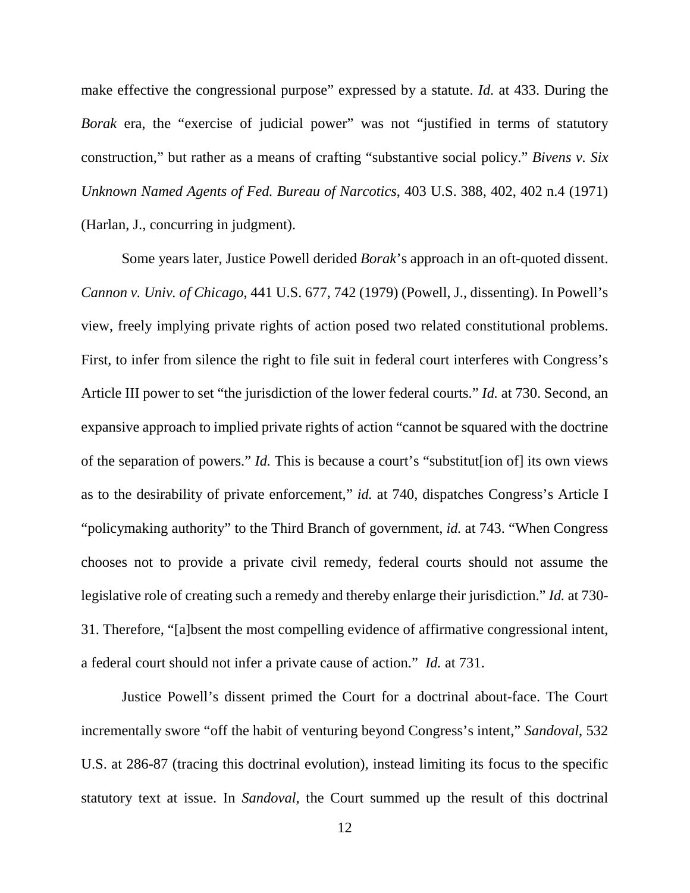make effective the congressional purpose" expressed by a statute. *Id.* at 433. During the *Borak* era, the "exercise of judicial power" was not "justified in terms of statutory construction," but rather as a means of crafting "substantive social policy." *Bivens v. Six Unknown Named Agents of Fed. Bureau of Narcotics*, 403 U.S. 388, 402, 402 n.4 (1971) (Harlan, J., concurring in judgment).

Some years later, Justice Powell derided *Borak*'s approach in an oft-quoted dissent. *Cannon v. Univ. of Chicago*, 441 U.S. 677, 742 (1979) (Powell, J., dissenting). In Powell's view, freely implying private rights of action posed two related constitutional problems. First, to infer from silence the right to file suit in federal court interferes with Congress's Article III power to set "the jurisdiction of the lower federal courts." *Id.* at 730. Second, an expansive approach to implied private rights of action "cannot be squared with the doctrine of the separation of powers." *Id.* This is because a court's "substitut[ion of] its own views as to the desirability of private enforcement," *id.* at 740, dispatches Congress's Article I "policymaking authority" to the Third Branch of government, *id.* at 743. "When Congress chooses not to provide a private civil remedy, federal courts should not assume the legislative role of creating such a remedy and thereby enlarge their jurisdiction." *Id.* at 730-31. Therefore, "[a]bsent the most compelling evidence of affirmative congressional intent, a federal court should not infer a private cause of action." *Id.* at 731.

Justice Powell's dissent primed the Court for a doctrinal about-face. The Court incrementally swore "off the habit of venturing beyond Congress's intent," *Sandoval*, 532 U.S. at 286-87 (tracing this doctrinal evolution), instead limiting its focus to the specific statutory text at issue. In *Sandoval*, the Court summed up the result of this doctrinal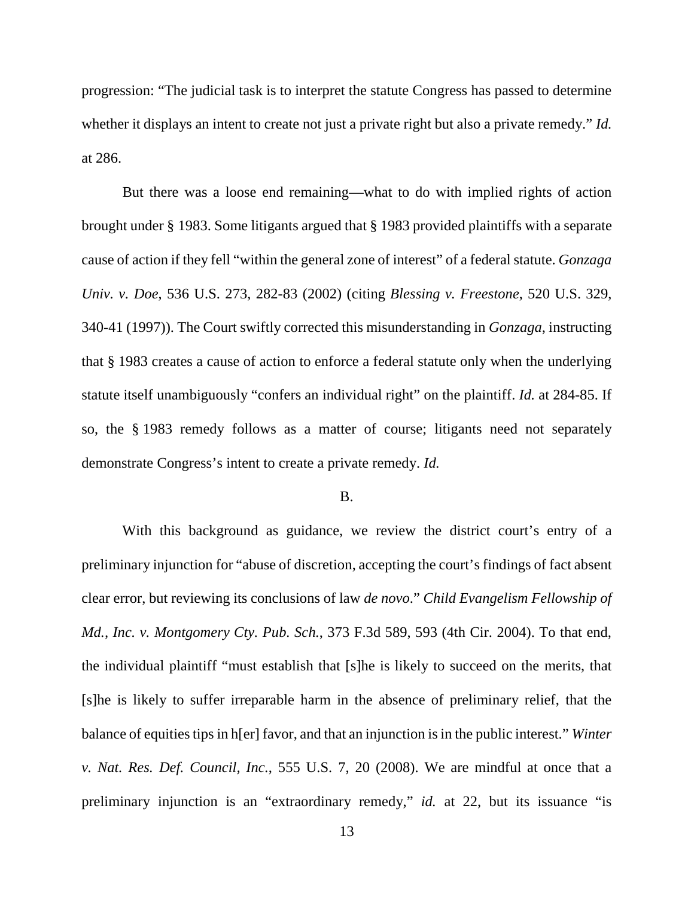progression: "The judicial task is to interpret the statute Congress has passed to determine whether it displays an intent to create not just a private right but also a private remedy." *Id.* at 286.

But there was a loose end remaining—what to do with implied rights of action brought under § 1983. Some litigants argued that § 1983 provided plaintiffs with a separate cause of action if they fell "within the general zone of interest" of a federal statute. *Gonzaga Univ. v. Doe*, 536 U.S. 273, 282-83 (2002) (citing *Blessing v. Freestone*, 520 U.S. 329, 340-41 (1997)). The Court swiftly corrected this misunderstanding in *Gonzaga*, instructing that § 1983 creates a cause of action to enforce a federal statute only when the underlying statute itself unambiguously "confers an individual right" on the plaintiff. *Id.* at 284-85. If so, the § 1983 remedy follows as a matter of course; litigants need not separately demonstrate Congress's intent to create a private remedy. *Id.*

B.

With this background as guidance, we review the district court's entry of a preliminary injunction for "abuse of discretion, accepting the court's findings of fact absent clear error, but reviewing its conclusions of law *de novo*." *Child Evangelism Fellowship of Md., Inc. v. Montgomery Cty. Pub. Sch.*, 373 F.3d 589, 593 (4th Cir. 2004). To that end, the individual plaintiff "must establish that [s]he is likely to succeed on the merits, that [s]he is likely to suffer irreparable harm in the absence of preliminary relief, that the balance of equities tips in h[er] favor, and that an injunction is in the public interest." *Winter v. Nat. Res. Def. Council, Inc.*, 555 U.S. 7, 20 (2008). We are mindful at once that a preliminary injunction is an "extraordinary remedy," *id.* at 22, but its issuance "is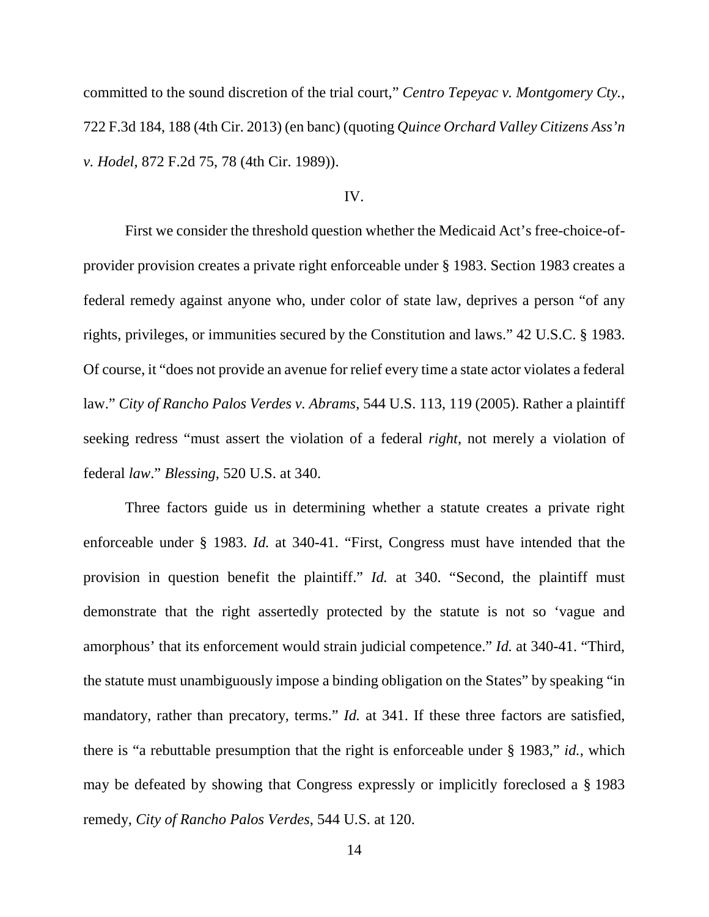committed to the sound discretion of the trial court," *Centro Tepeyac v. Montgomery Cty.*, 722 F.3d 184, 188 (4th Cir. 2013) (en banc) (quoting *Quince Orchard Valley Citizens Ass'n v. Hodel*, 872 F.2d 75, 78 (4th Cir. 1989)).

## IV.

First we consider the threshold question whether the Medicaid Act's free-choice-of-provider provision creates a private right enforceable under § 1983. Section 1983 creates a federal remedy against anyone who, under color of state law, deprives a person "of any rights, privileges, or immunities secured by the Constitution and laws." 42 U.S.C. § 1983. Of course, it "does not provide an avenue for relief every time a state actor violates a federal law." *City of Rancho Palos Verdes v. Abrams*, 544 U.S. 113, 119 (2005). Rather a plaintiff seeking redress "must assert the violation of a federal *right*, not merely a violation of federal *law*." *Blessing*, 520 U.S. at 340.

Three factors guide us in determining whether a statute creates a private right enforceable under § 1983. *Id.* at 340-41. "First, Congress must have intended that the provision in question benefit the plaintiff." *Id.* at 340. "Second, the plaintiff must demonstrate that the right assertedly protected by the statute is not so 'vague and amorphous' that its enforcement would strain judicial competence." *Id.* at 340-41. "Third, the statute must unambiguously impose a binding obligation on the States" by speaking "in mandatory, rather than precatory, terms." *Id.* at 341. If these three factors are satisfied, there is "a rebuttable presumption that the right is enforceable under § 1983," *id.*, which may be defeated by showing that Congress expressly or implicitly foreclosed a § 1983 remedy, *City of Rancho Palos Verdes*, 544 U.S. at 120.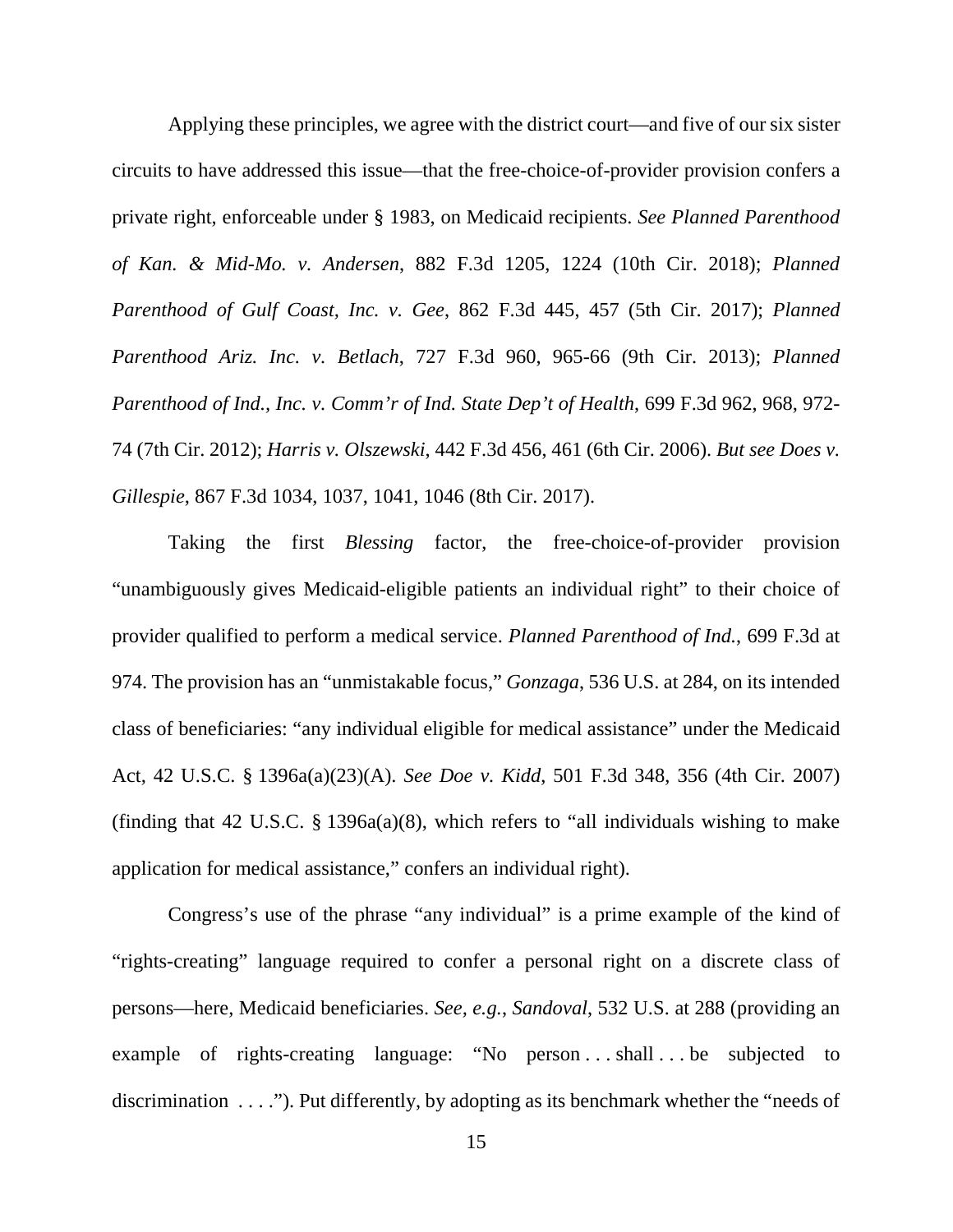Applying these principles, we agree with the district court—and five of our six sister circuits to have addressed this issue—that the free-choice-of-provider provision confers a private right, enforceable under § 1983, on Medicaid recipients. *See Planned Parenthood of Kan. & Mid-Mo. v. Andersen*, 882 F.3d 1205, 1224 (10th Cir. 2018); *Planned Parenthood of Gulf Coast, Inc. v. Gee*, 862 F.3d 445, 457 (5th Cir. 2017); *Planned Parenthood Ariz. Inc. v. Betlach*, 727 F.3d 960, 965-66 (9th Cir. 2013); *Planned Parenthood of Ind., Inc. v. Comm'r of Ind. State Dep't of Health*, 699 F.3d 962, 968, 972-74 (7th Cir. 2012); *Harris v. Olszewski*, 442 F.3d 456, 461 (6th Cir. 2006). *But see Does v. Gillespie*, 867 F.3d 1034, 1037, 1041, 1046 (8th Cir. 2017).

Taking the first *Blessing* factor, the free-choice-of-provider provision "unambiguously gives Medicaid-eligible patients an individual right" to their choice of provider qualified to perform a medical service. *Planned Parenthood of Ind.*, 699 F.3d at 974. The provision has an "unmistakable focus," *Gonzaga*, 536 U.S. at 284, on its intended class of beneficiaries: "any individual eligible for medical assistance" under the Medicaid Act, 42 U.S.C. § 1396a(a)(23)(A). *See Doe v. Kidd*, 501 F.3d 348, 356 (4th Cir. 2007) (finding that 42 U.S.C. § 1396a(a)(8), which refers to "all individuals wishing to make application for medical assistance," confers an individual right).

Congress's use of the phrase "any individual" is a prime example of the kind of "rights-creating" language required to confer a personal right on a discrete class of persons—here, Medicaid beneficiaries. *See, e.g.*, *Sandoval*, 532 U.S. at 288 (providing an example of rights-creating language: "No person . . . shall . . . be subjected to discrimination . . . ."). Put differently, by adopting as its benchmark whether the "needs of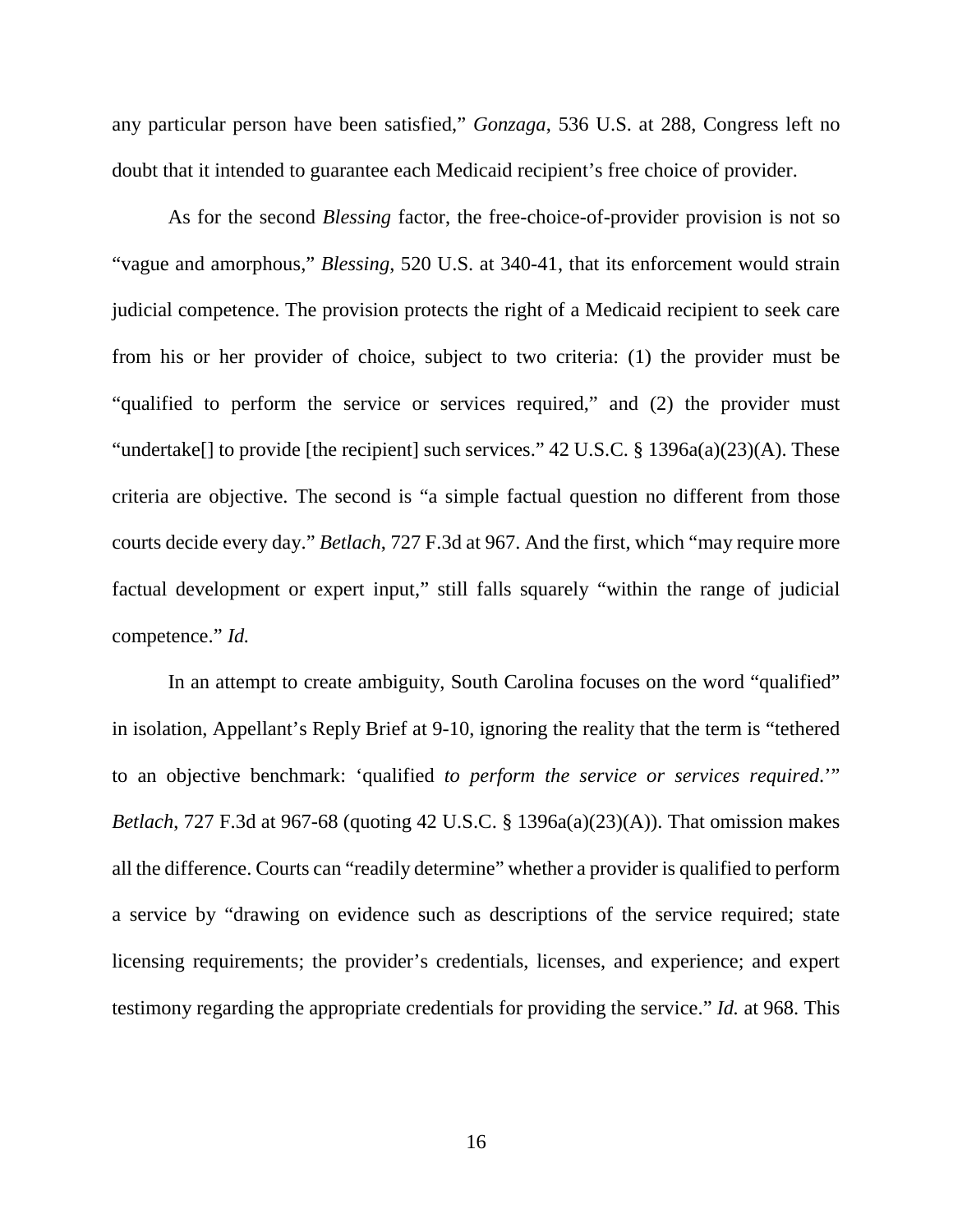any particular person have been satisfied," *Gonzaga*, 536 U.S. at 288, Congress left no doubt that it intended to guarantee each Medicaid recipient's free choice of provider.

As for the second *Blessing* factor, the free-choice-of-provider provision is not so "vague and amorphous," *Blessing*, 520 U.S. at 340-41, that its enforcement would strain judicial competence. The provision protects the right of a Medicaid recipient to seek care from his or her provider of choice, subject to two criteria: (1) the provider must be "qualified to perform the service or services required," and (2) the provider must "undertake[] to provide [the recipient] such services." 42 U.S.C. § 1396a(a)(23)(A). These criteria are objective. The second is "a simple factual question no different from those courts decide every day." *Betlach*, 727 F.3d at 967. And the first, which "may require more factual development or expert input," still falls squarely "within the range of judicial competence." *Id.*

In an attempt to create ambiguity, South Carolina focuses on the word "qualified" in isolation, Appellant's Reply Brief at 9-10, ignoring the reality that the term is "tethered to an objective benchmark: 'qualified *to perform the service or services required*.'" *Betlach*, 727 F.3d at 967-68 (quoting 42 U.S.C. § 1396a(a)(23)(A)). That omission makes all the difference. Courts can "readily determine" whether a provider is qualified to perform a service by "drawing on evidence such as descriptions of the service required; state licensing requirements; the provider's credentials, licenses, and experience; and expert testimony regarding the appropriate credentials for providing the service." *Id.* at 968. This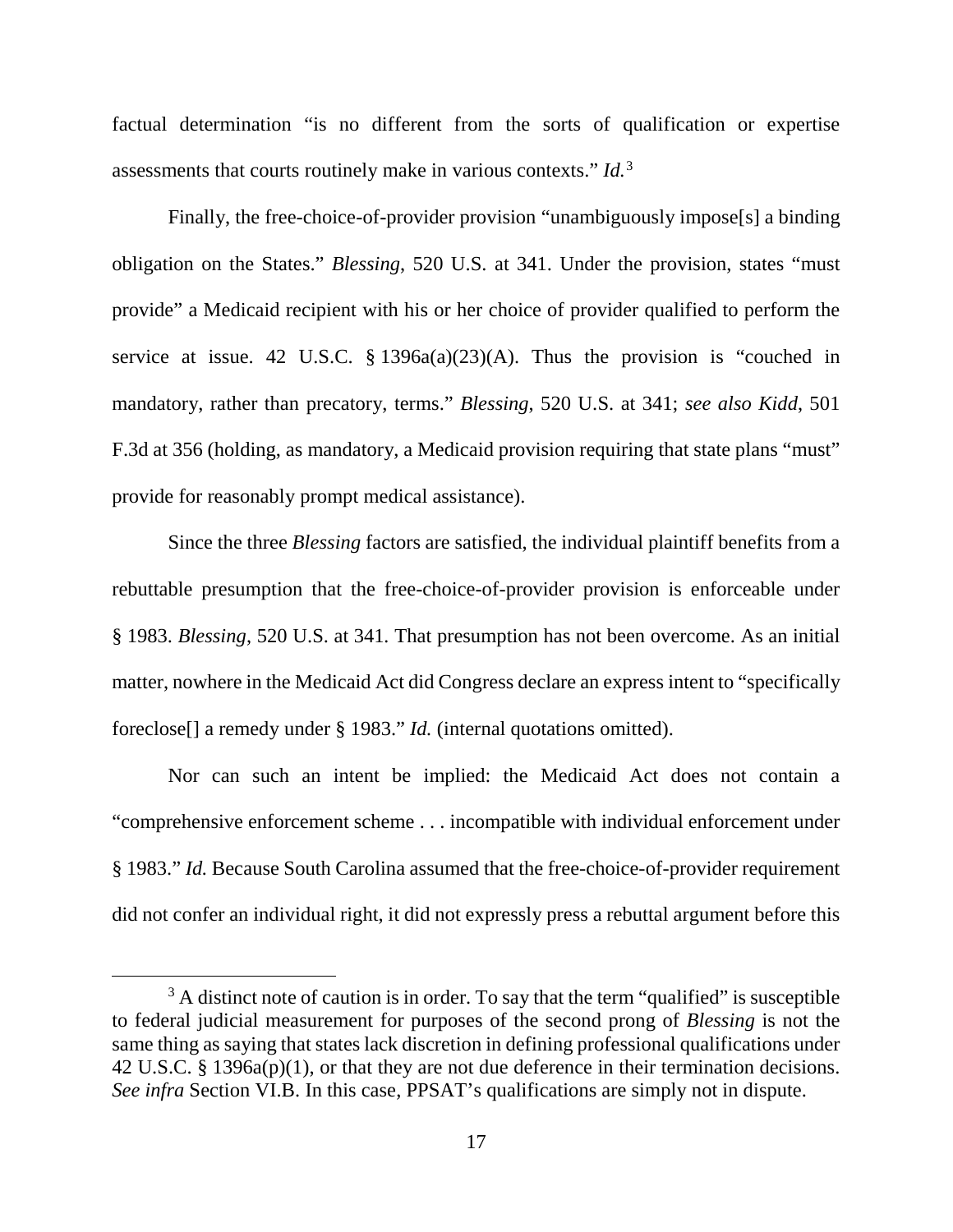factual determination "is no different from the sorts of qualification or expertise assessments that courts routinely make in various contexts." *Id.*[3]

Finally, the free-choice-of-provider provision "unambiguously impose[s] a binding obligation on the States." *Blessing*, 520 U.S. at 341. Under the provision, states "must provide" a Medicaid recipient with his or her choice of provider qualified to perform the service at issue. 42 U.S.C. § 1396a(a)(23)(A). Thus the provision is "couched in mandatory, rather than precatory, terms." *Blessing*, 520 U.S. at 341; *see also Kidd*, 501 F.3d at 356 (holding, as mandatory, a Medicaid provision requiring that state plans "must" provide for reasonably prompt medical assistance).

Since the three *Blessing* factors are satisfied, the individual plaintiff benefits from a rebuttable presumption that the free-choice-of-provider provision is enforceable under § 1983. *Blessing*, 520 U.S. at 341. That presumption has not been overcome. As an initial matter, nowhere in the Medicaid Act did Congress declare an express intent to "specifically foreclose[] a remedy under § 1983." *Id.* (internal quotations omitted).

Nor can such an intent be implied: the Medicaid Act does not contain a "comprehensive enforcement scheme . . . incompatible with individual enforcement under § 1983." *Id.* Because South Carolina assumed that the free-choice-of-provider requirement did not confer an individual right, it did not expressly press a rebuttal argument before this

[3] A distinct note of caution is in order. To say that the term "qualified" is susceptible to federal judicial measurement for purposes of the second prong of *Blessing* is not the same thing as saying that states lack discretion in defining professional qualifications under 42 U.S.C. § 1396a(p)(1), or that they are not due deference in their termination decisions. *See infra* Section VI.B. In this case, PPSAT's qualifications are simply not in dispute.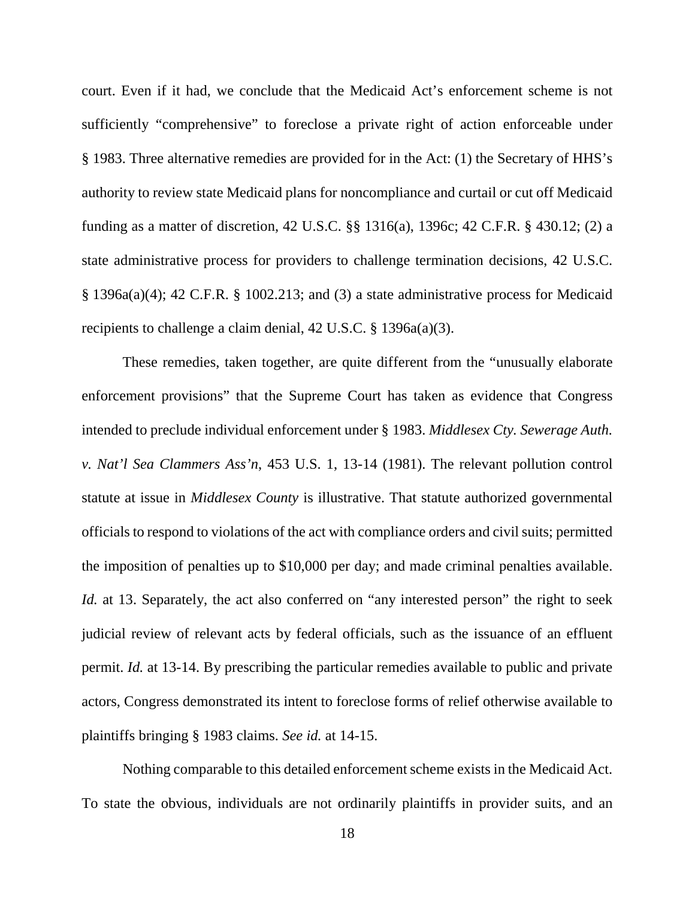court. Even if it had, we conclude that the Medicaid Act's enforcement scheme is not sufficiently "comprehensive" to foreclose a private right of action enforceable under § 1983. Three alternative remedies are provided for in the Act: (1) the Secretary of HHS's authority to review state Medicaid plans for noncompliance and curtail or cut off Medicaid funding as a matter of discretion, 42 U.S.C. §§ 1316(a), 1396c; 42 C.F.R. § 430.12; (2) a state administrative process for providers to challenge termination decisions, 42 U.S.C. § 1396a(a)(4); 42 C.F.R. § 1002.213; and (3) a state administrative process for Medicaid recipients to challenge a claim denial, 42 U.S.C. § 1396a(a)(3).

These remedies, taken together, are quite different from the "unusually elaborate enforcement provisions" that the Supreme Court has taken as evidence that Congress intended to preclude individual enforcement under § 1983. *Middlesex Cty. Sewerage Auth. v. Nat'l Sea Clammers Ass'n*, 453 U.S. 1, 13-14 (1981). The relevant pollution control statute at issue in *Middlesex County* is illustrative. That statute authorized governmental officials to respond to violations of the act with compliance orders and civil suits; permitted the imposition of penalties up to $10,000 per day; and made criminal penalties available. *Id.* at 13. Separately, the act also conferred on "any interested person" the right to seek judicial review of relevant acts by federal officials, such as the issuance of an effluent permit. *Id.* at 13-14. By prescribing the particular remedies available to public and private actors, Congress demonstrated its intent to foreclose forms of relief otherwise available to plaintiffs bringing § 1983 claims. *See id.* at 14-15.

Nothing comparable to this detailed enforcement scheme exists in the Medicaid Act. To state the obvious, individuals are not ordinarily plaintiffs in provider suits, and an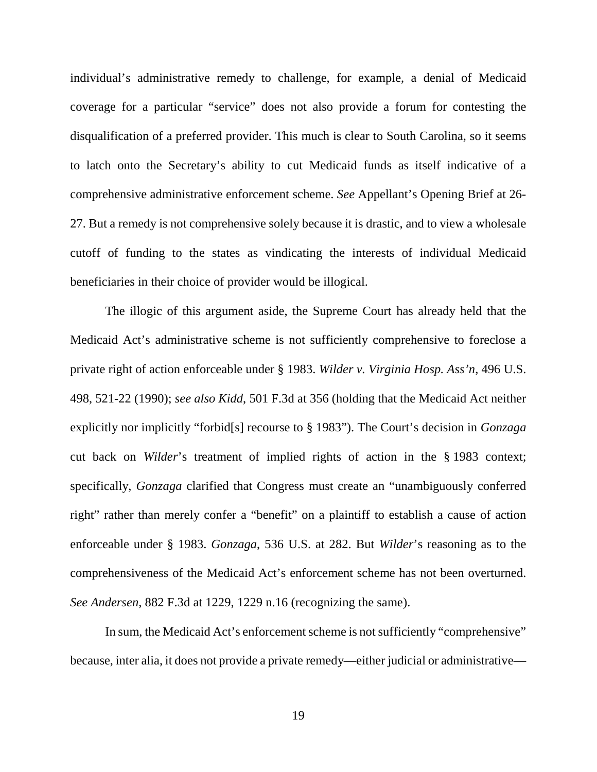individual's administrative remedy to challenge, for example, a denial of Medicaid coverage for a particular "service" does not also provide a forum for contesting the disqualification of a preferred provider. This much is clear to South Carolina, so it seems to latch onto the Secretary's ability to cut Medicaid funds as itself indicative of a comprehensive administrative enforcement scheme. *See* Appellant's Opening Brief at 26-27. But a remedy is not comprehensive solely because it is drastic, and to view a wholesale cutoff of funding to the states as vindicating the interests of individual Medicaid beneficiaries in their choice of provider would be illogical.

The illogic of this argument aside, the Supreme Court has already held that the Medicaid Act's administrative scheme is not sufficiently comprehensive to foreclose a private right of action enforceable under § 1983. *Wilder v. Virginia Hosp. Ass'n*, 496 U.S. 498, 521-22 (1990); *see also Kidd*, 501 F.3d at 356 (holding that the Medicaid Act neither explicitly nor implicitly "forbid[s] recourse to § 1983"). The Court's decision in *Gonzaga* cut back on *Wilder*'s treatment of implied rights of action in the § 1983 context; specifically, *Gonzaga* clarified that Congress must create an "unambiguously conferred right" rather than merely confer a "benefit" on a plaintiff to establish a cause of action enforceable under § 1983. *Gonzaga*, 536 U.S. at 282. But *Wilder*'s reasoning as to the comprehensiveness of the Medicaid Act's enforcement scheme has not been overturned. *See Andersen*, 882 F.3d at 1229, 1229 n.16 (recognizing the same).

In sum, the Medicaid Act's enforcement scheme is not sufficiently "comprehensive" because, inter alia, it does not provide a private remedy—either judicial or administrative—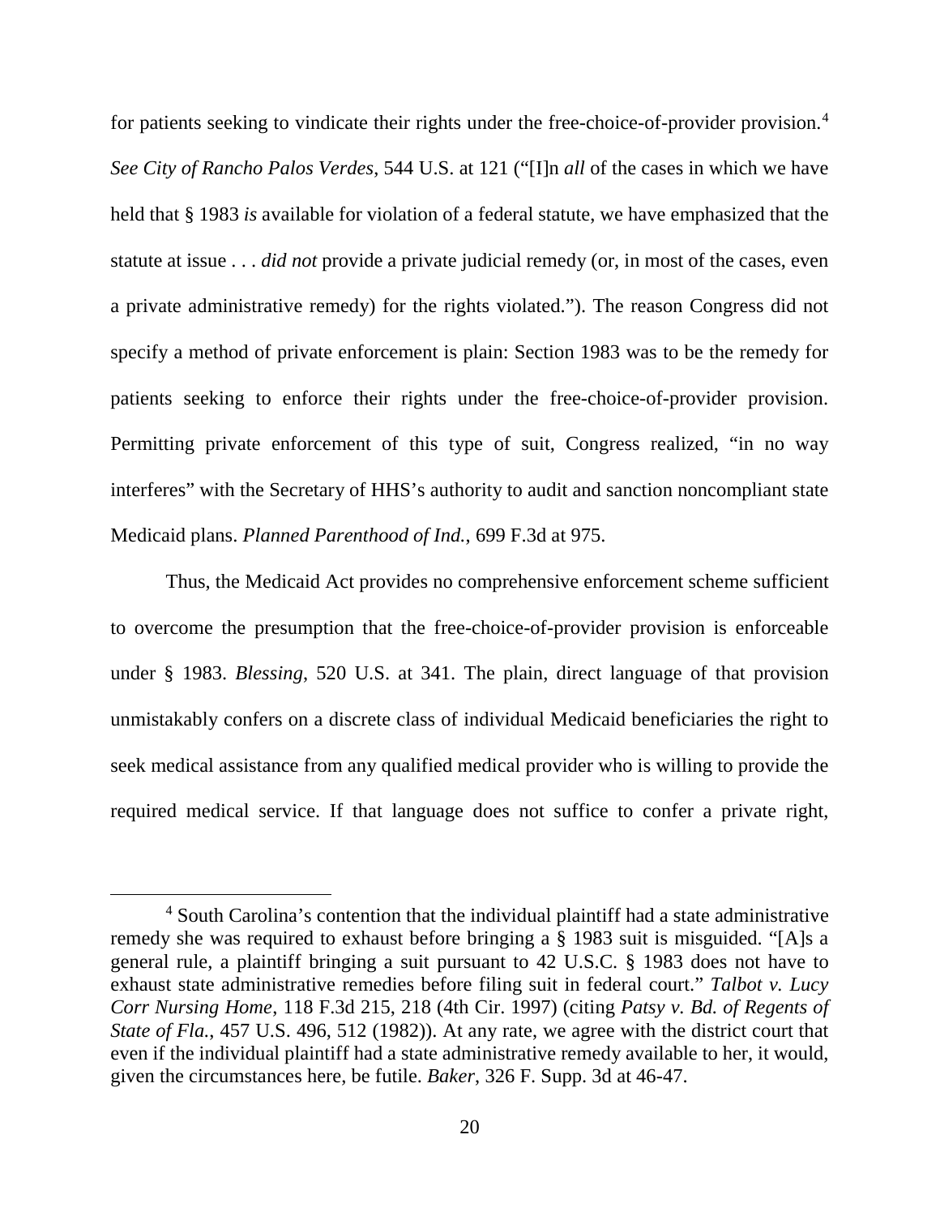for patients seeking to vindicate their rights under the free-choice-of-provider provision.[4] *See City of Rancho Palos Verdes*, 544 U.S. at 121 ("[I]n *all* of the cases in which we have held that § 1983 *is* available for violation of a federal statute, we have emphasized that the statute at issue . . . *did not* provide a private judicial remedy (or, in most of the cases, even a private administrative remedy) for the rights violated."). The reason Congress did not specify a method of private enforcement is plain: Section 1983 was to be the remedy for patients seeking to enforce their rights under the free-choice-of-provider provision. Permitting private enforcement of this type of suit, Congress realized, "in no way interferes" with the Secretary of HHS's authority to audit and sanction noncompliant state Medicaid plans. *Planned Parenthood of Ind.*, 699 F.3d at 975.

Thus, the Medicaid Act provides no comprehensive enforcement scheme sufficient to overcome the presumption that the free-choice-of-provider provision is enforceable under § 1983. *Blessing*, 520 U.S. at 341. The plain, direct language of that provision unmistakably confers on a discrete class of individual Medicaid beneficiaries the right to seek medical assistance from any qualified medical provider who is willing to provide the required medical service. If that language does not suffice to confer a private right,

---

[4] South Carolina's contention that the individual plaintiff had a state administrative remedy she was required to exhaust before bringing a § 1983 suit is misguided. "[A]s a general rule, a plaintiff bringing a suit pursuant to 42 U.S.C. § 1983 does not have to exhaust state administrative remedies before filing suit in federal court." *Talbot v. Lucy Corr Nursing Home*, 118 F.3d 215, 218 (4th Cir. 1997) (citing *Patsy v. Bd. of Regents of State of Fla.*, 457 U.S. 496, 512 (1982)). At any rate, we agree with the district court that even if the individual plaintiff had a state administrative remedy available to her, it would, given the circumstances here, be futile. *Baker*, 326 F. Supp. 3d at 46-47.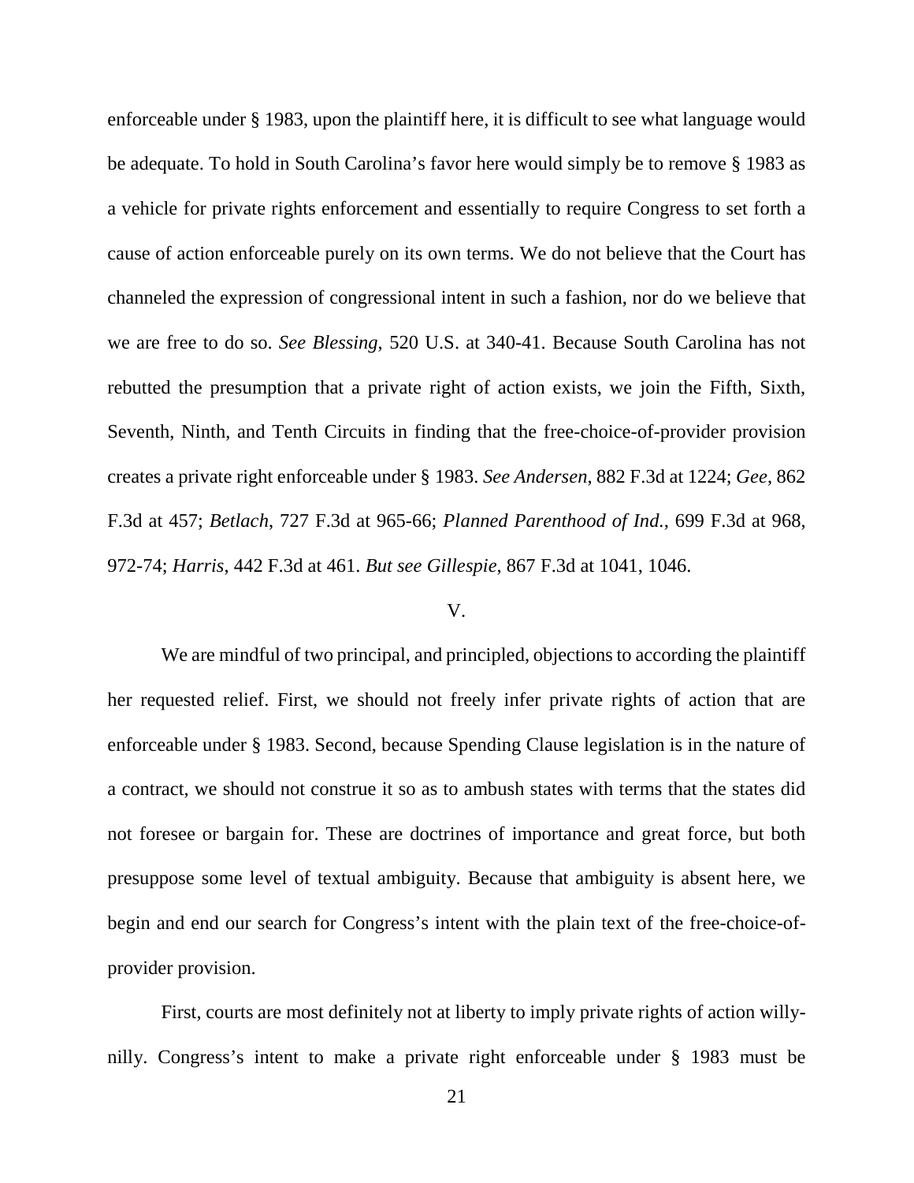enforceable under § 1983, upon the plaintiff here, it is difficult to see what language would be adequate. To hold in South Carolina's favor here would simply be to remove § 1983 as a vehicle for private rights enforcement and essentially to require Congress to set forth a cause of action enforceable purely on its own terms. We do not believe that the Court has channeled the expression of congressional intent in such a fashion, nor do we believe that we are free to do so. *See Blessing*, 520 U.S. at 340-41. Because South Carolina has not rebutted the presumption that a private right of action exists, we join the Fifth, Sixth, Seventh, Ninth, and Tenth Circuits in finding that the free-choice-of-provider provision creates a private right enforceable under § 1983. *See Andersen*, 882 F.3d at 1224; *Gee*, 862 F.3d at 457; *Betlach*, 727 F.3d at 965-66; *Planned Parenthood of Ind.*, 699 F.3d at 968, 972-74; *Harris*, 442 F.3d at 461. *But see Gillespie*, 867 F.3d at 1041, 1046.

## V.

We are mindful of two principal, and principled, objections to according the plaintiff her requested relief. First, we should not freely infer private rights of action that are enforceable under § 1983. Second, because Spending Clause legislation is in the nature of a contract, we should not construe it so as to ambush states with terms that the states did not foresee or bargain for. These are doctrines of importance and great force, but both presuppose some level of textual ambiguity. Because that ambiguity is absent here, we begin and end our search for Congress's intent with the plain text of the free-choice-of-provider provision.

First, courts are most definitely not at liberty to imply private rights of action willy-nilly. Congress's intent to make a private right enforceable under § 1983 must be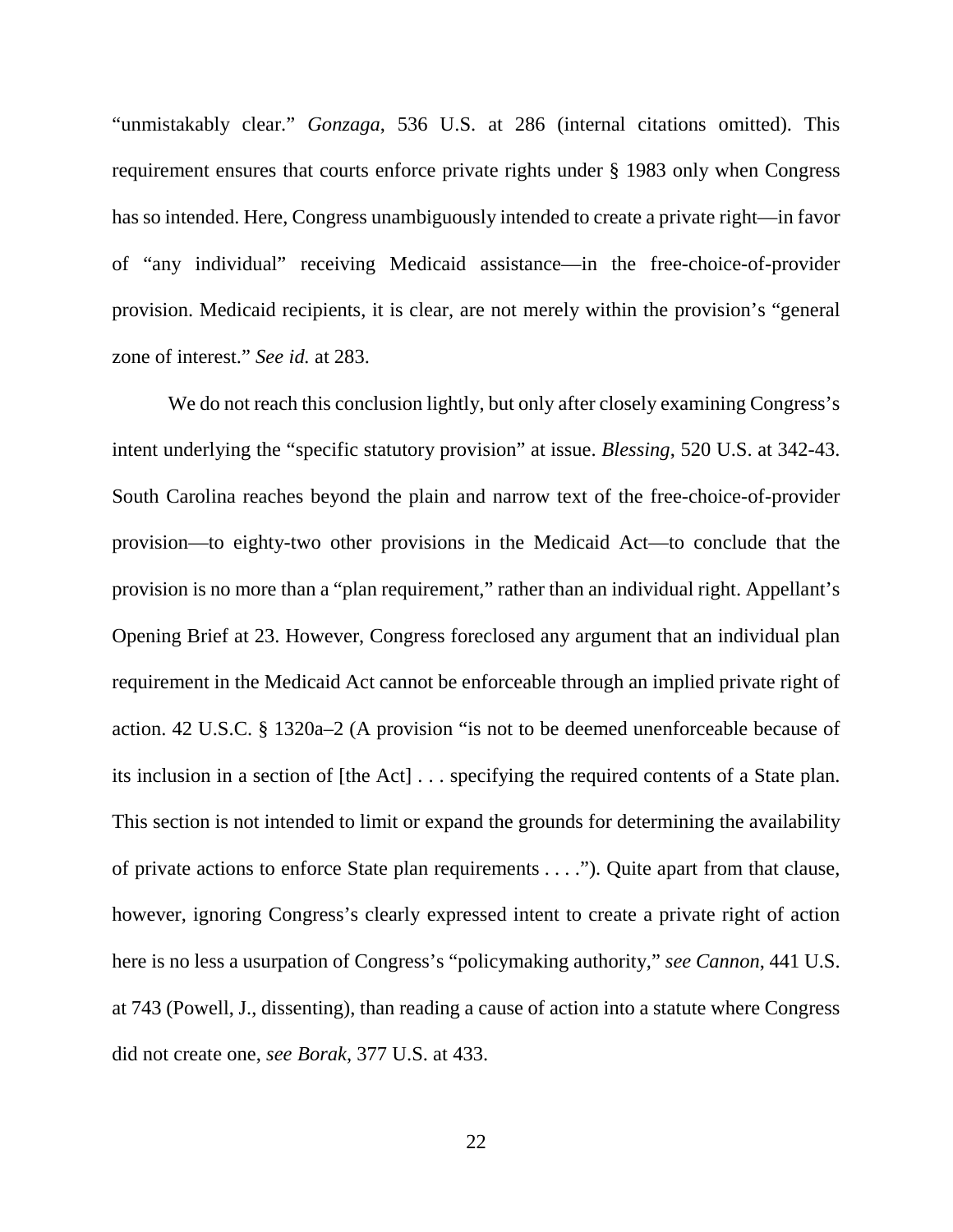"unmistakably clear." *Gonzaga*, 536 U.S. at 286 (internal citations omitted). This requirement ensures that courts enforce private rights under § 1983 only when Congress has so intended. Here, Congress unambiguously intended to create a private right—in favor of "any individual" receiving Medicaid assistance—in the free-choice-of-provider provision. Medicaid recipients, it is clear, are not merely within the provision's "general zone of interest." *See id.* at 283.

We do not reach this conclusion lightly, but only after closely examining Congress's intent underlying the "specific statutory provision" at issue. *Blessing*, 520 U.S. at 342-43. South Carolina reaches beyond the plain and narrow text of the free-choice-of-provider provision—to eighty-two other provisions in the Medicaid Act—to conclude that the provision is no more than a "plan requirement," rather than an individual right. Appellant's Opening Brief at 23. However, Congress foreclosed any argument that an individual plan requirement in the Medicaid Act cannot be enforceable through an implied private right of action. 42 U.S.C. § 1320a–2 (A provision "is not to be deemed unenforceable because of its inclusion in a section of [the Act] . . . specifying the required contents of a State plan. This section is not intended to limit or expand the grounds for determining the availability of private actions to enforce State plan requirements . . . ."). Quite apart from that clause, however, ignoring Congress's clearly expressed intent to create a private right of action here is no less a usurpation of Congress's "policymaking authority," *see Cannon*, 441 U.S. at 743 (Powell, J., dissenting), than reading a cause of action into a statute where Congress did not create one, *see Borak*, 377 U.S. at 433.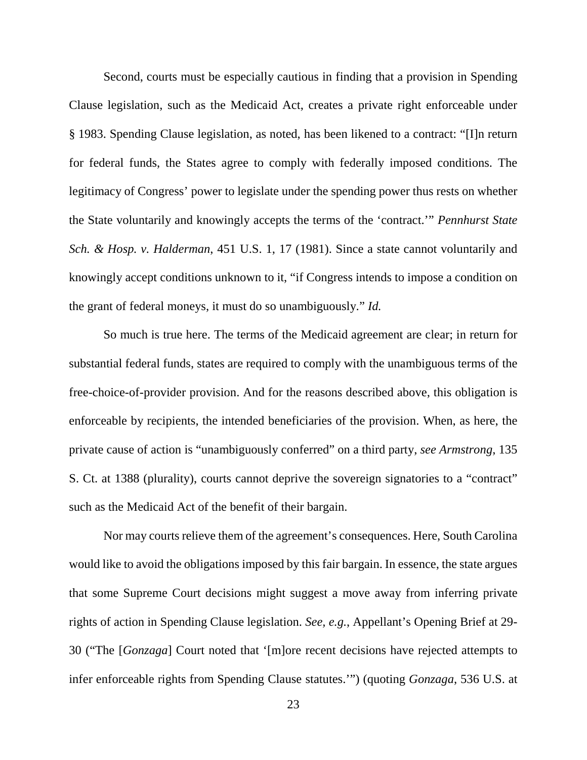Second, courts must be especially cautious in finding that a provision in Spending Clause legislation, such as the Medicaid Act, creates a private right enforceable under § 1983. Spending Clause legislation, as noted, has been likened to a contract: "[I]n return for federal funds, the States agree to comply with federally imposed conditions. The legitimacy of Congress' power to legislate under the spending power thus rests on whether the State voluntarily and knowingly accepts the terms of the 'contract.'" *Pennhurst State Sch. & Hosp. v. Halderman*, 451 U.S. 1, 17 (1981). Since a state cannot voluntarily and knowingly accept conditions unknown to it, "if Congress intends to impose a condition on the grant of federal moneys, it must do so unambiguously." *Id.*

So much is true here. The terms of the Medicaid agreement are clear; in return for substantial federal funds, states are required to comply with the unambiguous terms of the free-choice-of-provider provision. And for the reasons described above, this obligation is enforceable by recipients, the intended beneficiaries of the provision. When, as here, the private cause of action is "unambiguously conferred" on a third party, *see Armstrong*, 135 S. Ct. at 1388 (plurality), courts cannot deprive the sovereign signatories to a "contract" such as the Medicaid Act of the benefit of their bargain.

Nor may courts relieve them of the agreement's consequences. Here, South Carolina would like to avoid the obligations imposed by this fair bargain. In essence, the state argues that some Supreme Court decisions might suggest a move away from inferring private rights of action in Spending Clause legislation. *See, e.g.*, Appellant's Opening Brief at 29-30 ("The [*Gonzaga*] Court noted that '[m]ore recent decisions have rejected attempts to infer enforceable rights from Spending Clause statutes.'") (quoting *Gonzaga*, 536 U.S. at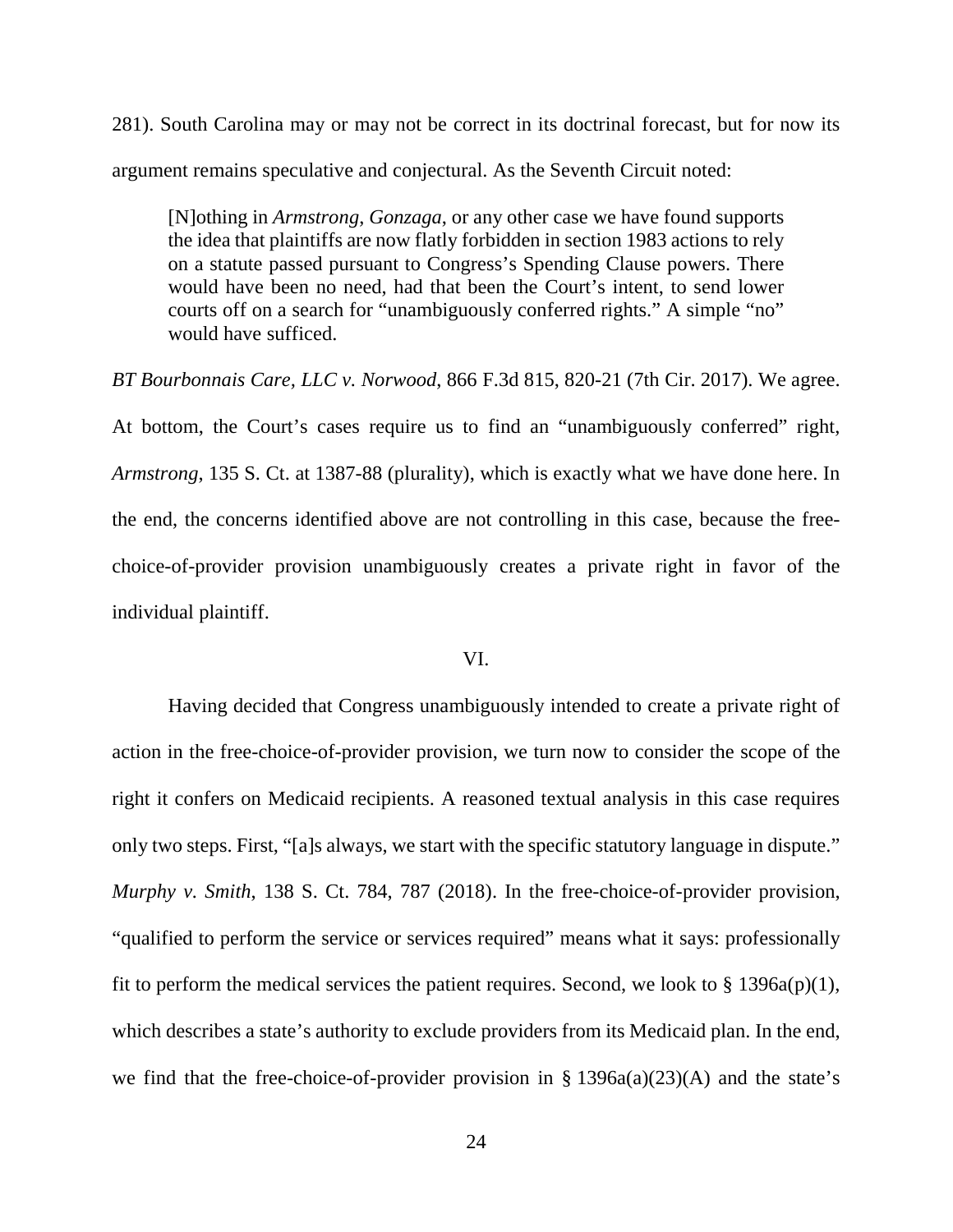281). South Carolina may or may not be correct in its doctrinal forecast, but for now its argument remains speculative and conjectural. As the Seventh Circuit noted:

> [N]othing in *Armstrong*, *Gonzaga*, or any other case we have found supports the idea that plaintiffs are now flatly forbidden in section 1983 actions to rely on a statute passed pursuant to Congress's Spending Clause powers. There would have been no need, had that been the Court's intent, to send lower courts off on a search for "unambiguously conferred rights." A simple "no" would have sufficed.

*BT Bourbonnais Care, LLC v. Norwood*, 866 F.3d 815, 820-21 (7th Cir. 2017). We agree. At bottom, the Court's cases require us to find an "unambiguously conferred" right, *Armstrong*, 135 S. Ct. at 1387-88 (plurality), which is exactly what we have done here. In the end, the concerns identified above are not controlling in this case, because the free-choice-of-provider provision unambiguously creates a private right in favor of the individual plaintiff.

## VI.

Having decided that Congress unambiguously intended to create a private right of action in the free-choice-of-provider provision, we turn now to consider the scope of the right it confers on Medicaid recipients. A reasoned textual analysis in this case requires only two steps. First, "[a]s always, we start with the specific statutory language in dispute." *Murphy v. Smith*, 138 S. Ct. 784, 787 (2018). In the free-choice-of-provider provision, "qualified to perform the service or services required" means what it says: professionally fit to perform the medical services the patient requires. Second, we look to § 1396a(p)(1), which describes a state's authority to exclude providers from its Medicaid plan. In the end, we find that the free-choice-of-provider provision in § 1396a(a)(23)(A) and the state's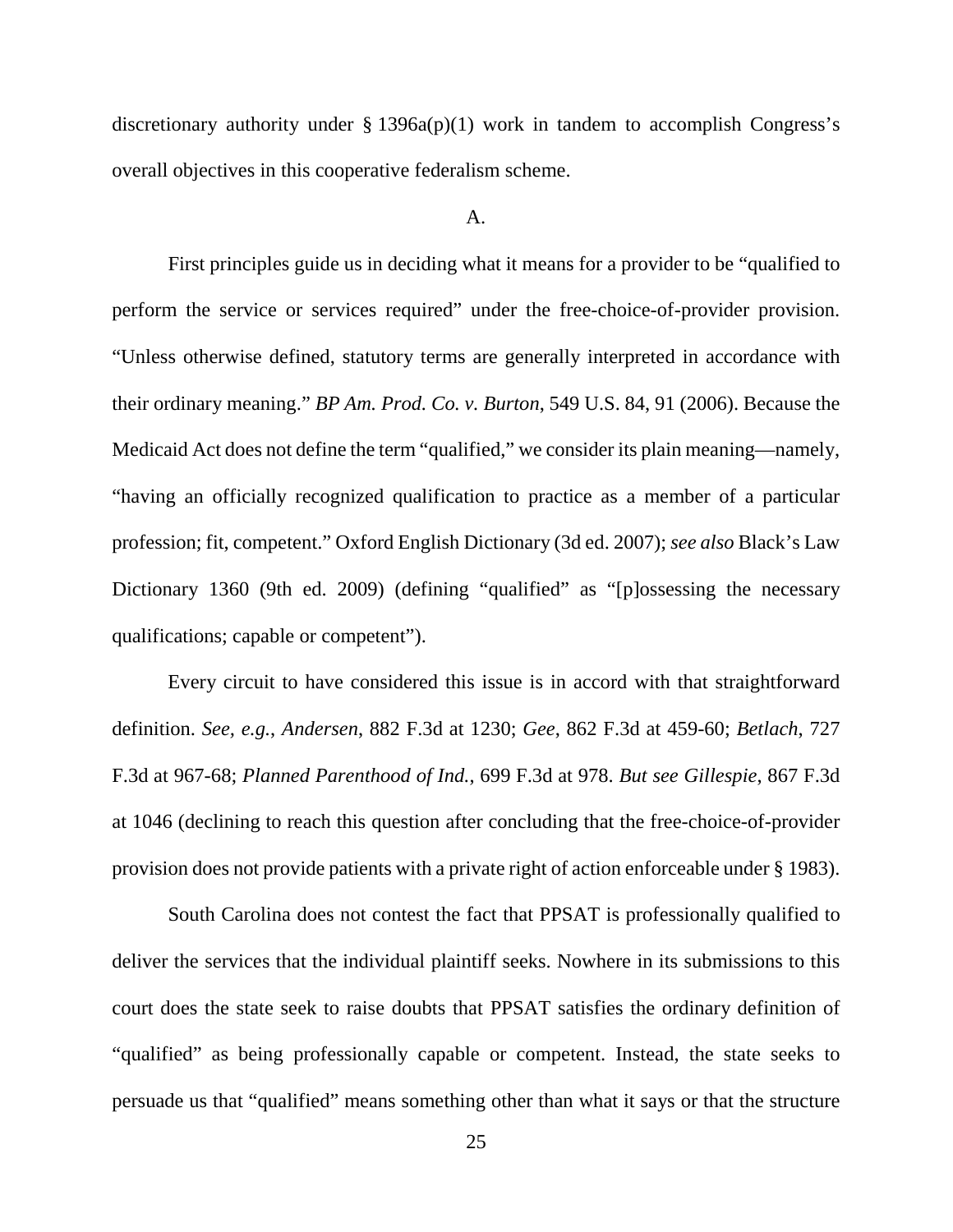discretionary authority under § 1396a(p)(1) work in tandem to accomplish Congress's overall objectives in this cooperative federalism scheme.

A.

First principles guide us in deciding what it means for a provider to be "qualified to perform the service or services required" under the free-choice-of-provider provision. "Unless otherwise defined, statutory terms are generally interpreted in accordance with their ordinary meaning." *BP Am. Prod. Co. v. Burton*, 549 U.S. 84, 91 (2006). Because the Medicaid Act does not define the term "qualified," we consider its plain meaning—namely, "having an officially recognized qualification to practice as a member of a particular profession; fit, competent." Oxford English Dictionary (3d ed. 2007); *see also* Black's Law Dictionary 1360 (9th ed. 2009) (defining "qualified" as "[p]ossessing the necessary qualifications; capable or competent").

Every circuit to have considered this issue is in accord with that straightforward definition. *See, e.g.*, *Andersen*, 882 F.3d at 1230; *Gee*, 862 F.3d at 459-60; *Betlach*, 727 F.3d at 967-68; *Planned Parenthood of Ind.*, 699 F.3d at 978. *But see Gillespie*, 867 F.3d at 1046 (declining to reach this question after concluding that the free-choice-of-provider provision does not provide patients with a private right of action enforceable under § 1983).

South Carolina does not contest the fact that PPSAT is professionally qualified to deliver the services that the individual plaintiff seeks. Nowhere in its submissions to this court does the state seek to raise doubts that PPSAT satisfies the ordinary definition of "qualified" as being professionally capable or competent. Instead, the state seeks to persuade us that "qualified" means something other than what it says or that the structure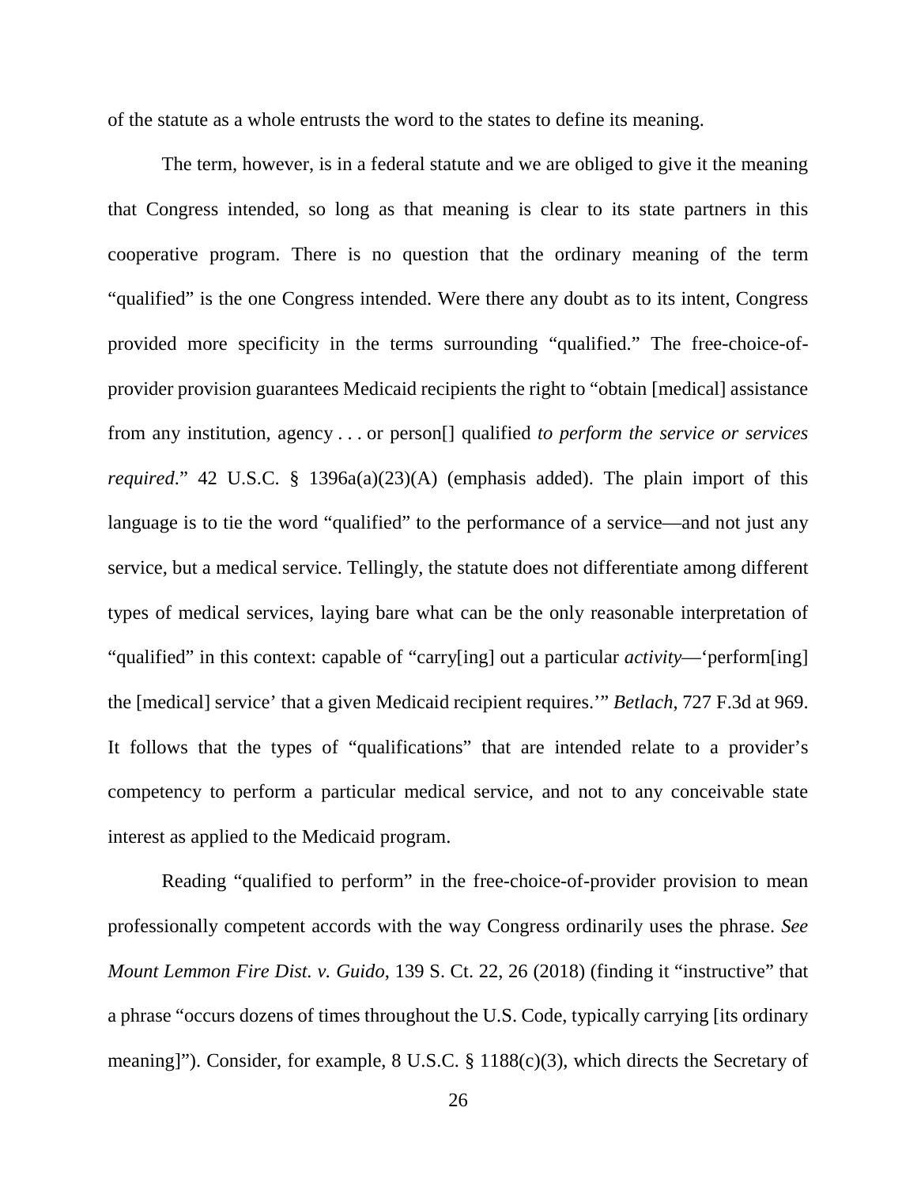of the statute as a whole entrusts the word to the states to define its meaning.

The term, however, is in a federal statute and we are obliged to give it the meaning that Congress intended, so long as that meaning is clear to its state partners in this cooperative program. There is no question that the ordinary meaning of the term "qualified" is the one Congress intended. Were there any doubt as to its intent, Congress provided more specificity in the terms surrounding "qualified." The free-choice-of-provider provision guarantees Medicaid recipients the right to "obtain [medical] assistance from any institution, agency . . . or person[] qualified *to perform the service or services required*." 42 U.S.C. § 1396a(a)(23)(A) (emphasis added). The plain import of this language is to tie the word "qualified" to the performance of a service—and not just any service, but a medical service. Tellingly, the statute does not differentiate among different types of medical services, laying bare what can be the only reasonable interpretation of "qualified" in this context: capable of "carry[ing] out a particular *activity*—'perform[ing] the [medical] service' that a given Medicaid recipient requires.'" *Betlach*, 727 F.3d at 969. It follows that the types of "qualifications" that are intended relate to a provider's competency to perform a particular medical service, and not to any conceivable state interest as applied to the Medicaid program.

Reading "qualified to perform" in the free-choice-of-provider provision to mean professionally competent accords with the way Congress ordinarily uses the phrase. *See Mount Lemmon Fire Dist. v. Guido*, 139 S. Ct. 22, 26 (2018) (finding it "instructive" that a phrase "occurs dozens of times throughout the U.S. Code, typically carrying [its ordinary meaning]"). Consider, for example, 8 U.S.C. § 1188(c)(3), which directs the Secretary of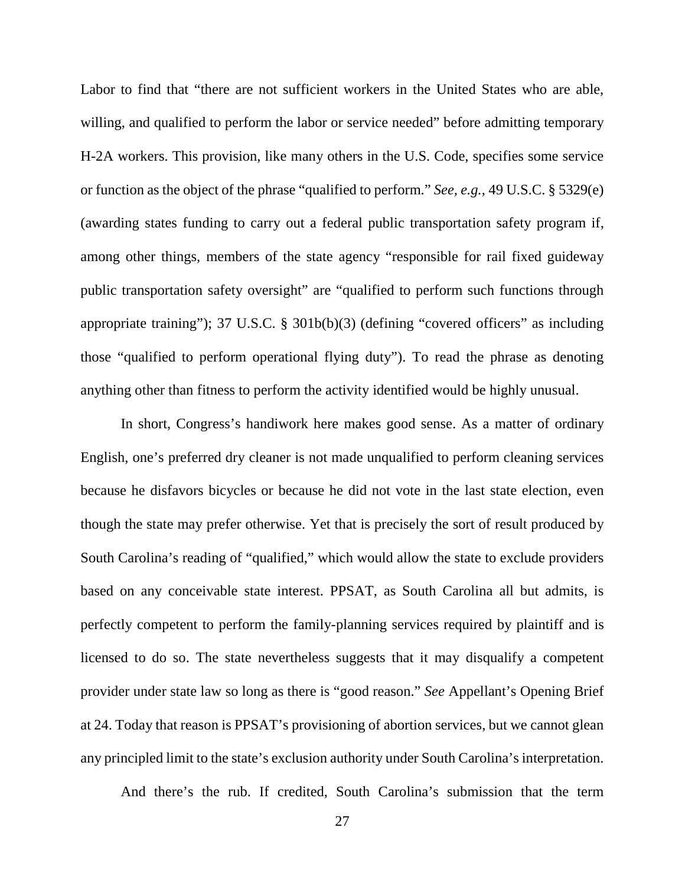Labor to find that "there are not sufficient workers in the United States who are able, willing, and qualified to perform the labor or service needed" before admitting temporary H-2A workers. This provision, like many others in the U.S. Code, specifies some service or function as the object of the phrase "qualified to perform." *See, e.g.*, 49 U.S.C. § 5329(e) (awarding states funding to carry out a federal public transportation safety program if, among other things, members of the state agency "responsible for rail fixed guideway public transportation safety oversight" are "qualified to perform such functions through appropriate training"); 37 U.S.C. § 301b(b)(3) (defining "covered officers" as including those "qualified to perform operational flying duty"). To read the phrase as denoting anything other than fitness to perform the activity identified would be highly unusual.

In short, Congress's handiwork here makes good sense. As a matter of ordinary English, one's preferred dry cleaner is not made unqualified to perform cleaning services because he disfavors bicycles or because he did not vote in the last state election, even though the state may prefer otherwise. Yet that is precisely the sort of result produced by South Carolina's reading of "qualified," which would allow the state to exclude providers based on any conceivable state interest. PPSAT, as South Carolina all but admits, is perfectly competent to perform the family-planning services required by plaintiff and is licensed to do so. The state nevertheless suggests that it may disqualify a competent provider under state law so long as there is "good reason." *See* Appellant's Opening Brief at 24. Today that reason is PPSAT's provisioning of abortion services, but we cannot glean any principled limit to the state's exclusion authority under South Carolina's interpretation.

And there's the rub. If credited, South Carolina's submission that the term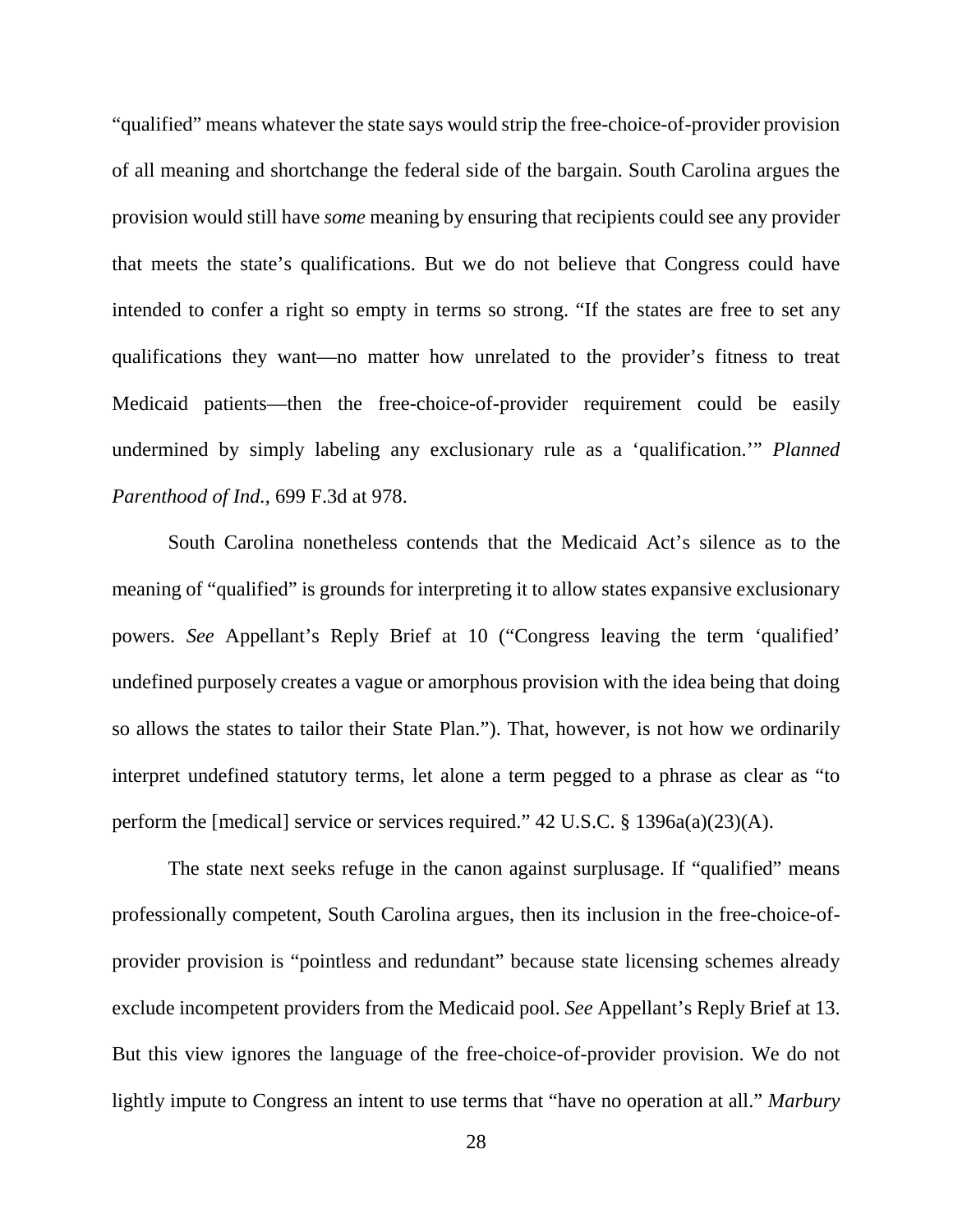"qualified" means whatever the state says would strip the free-choice-of-provider provision of all meaning and shortchange the federal side of the bargain. South Carolina argues the provision would still have *some* meaning by ensuring that recipients could see any provider that meets the state's qualifications. But we do not believe that Congress could have intended to confer a right so empty in terms so strong. "If the states are free to set any qualifications they want—no matter how unrelated to the provider's fitness to treat Medicaid patients—then the free-choice-of-provider requirement could be easily undermined by simply labeling any exclusionary rule as a 'qualification.'" *Planned Parenthood of Ind.*, 699 F.3d at 978.

South Carolina nonetheless contends that the Medicaid Act's silence as to the meaning of "qualified" is grounds for interpreting it to allow states expansive exclusionary powers. *See* Appellant's Reply Brief at 10 ("Congress leaving the term 'qualified' undefined purposely creates a vague or amorphous provision with the idea being that doing so allows the states to tailor their State Plan."). That, however, is not how we ordinarily interpret undefined statutory terms, let alone a term pegged to a phrase as clear as "to perform the [medical] service or services required." 42 U.S.C. § 1396a(a)(23)(A).

The state next seeks refuge in the canon against surplusage. If "qualified" means professionally competent, South Carolina argues, then its inclusion in the free-choice-of-provider provision is "pointless and redundant" because state licensing schemes already exclude incompetent providers from the Medicaid pool. *See* Appellant's Reply Brief at 13. But this view ignores the language of the free-choice-of-provider provision. We do not lightly impute to Congress an intent to use terms that "have no operation at all." *Marbury*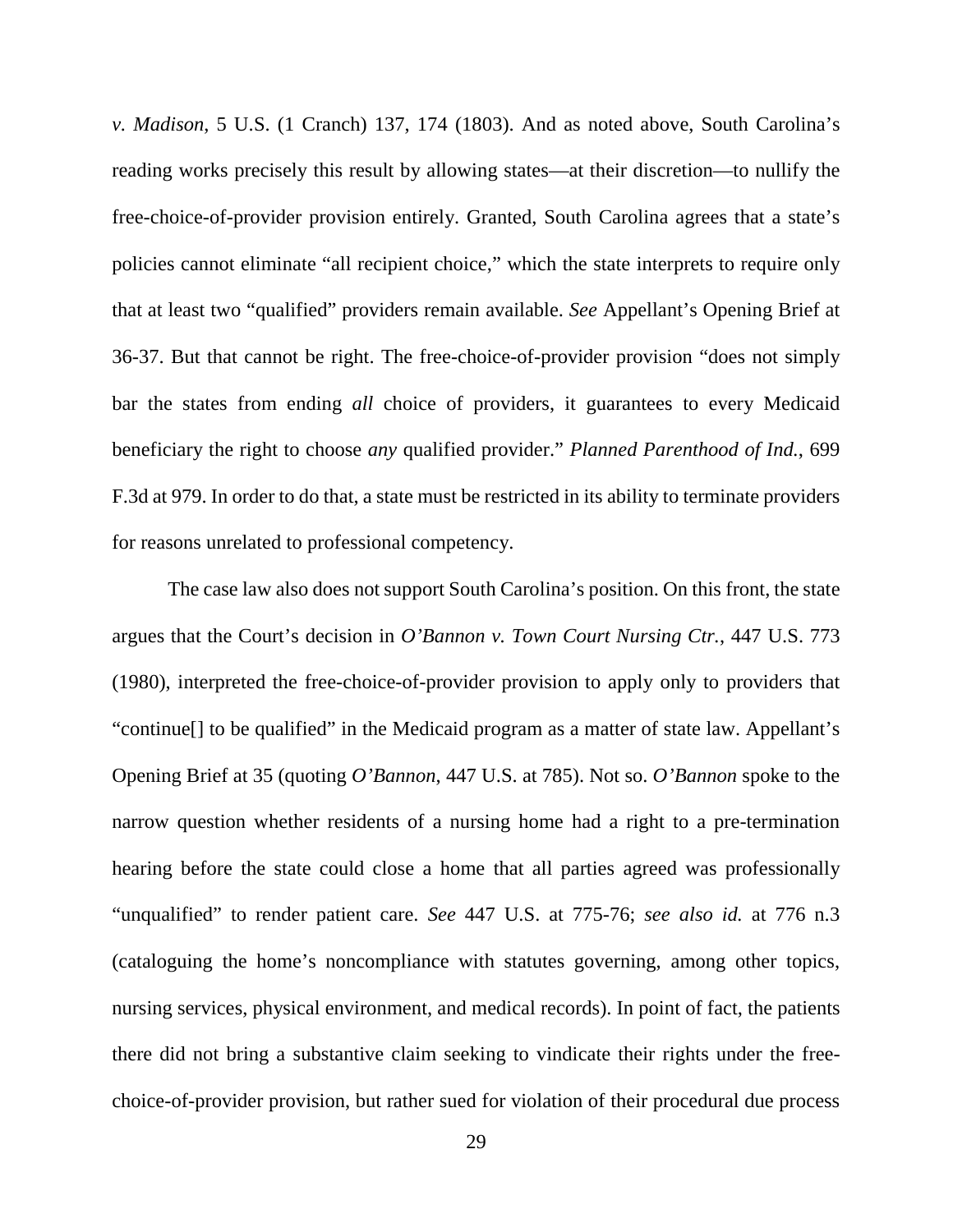*v. Madison*, 5 U.S. (1 Cranch) 137, 174 (1803). And as noted above, South Carolina's reading works precisely this result by allowing states—at their discretion—to nullify the free-choice-of-provider provision entirely. Granted, South Carolina agrees that a state's policies cannot eliminate "all recipient choice," which the state interprets to require only that at least two "qualified" providers remain available. *See* Appellant's Opening Brief at 36-37. But that cannot be right. The free-choice-of-provider provision "does not simply bar the states from ending *all* choice of providers, it guarantees to every Medicaid beneficiary the right to choose *any* qualified provider." *Planned Parenthood of Ind.*, 699 F.3d at 979. In order to do that, a state must be restricted in its ability to terminate providers for reasons unrelated to professional competency.

The case law also does not support South Carolina's position. On this front, the state argues that the Court's decision in *O'Bannon v. Town Court Nursing Ctr.*, 447 U.S. 773 (1980), interpreted the free-choice-of-provider provision to apply only to providers that "continue[] to be qualified" in the Medicaid program as a matter of state law. Appellant's Opening Brief at 35 (quoting *O'Bannon*, 447 U.S. at 785). Not so. *O'Bannon* spoke to the narrow question whether residents of a nursing home had a right to a pre-termination hearing before the state could close a home that all parties agreed was professionally "unqualified" to render patient care. *See* 447 U.S. at 775-76; *see also id.* at 776 n.3 (cataloguing the home's noncompliance with statutes governing, among other topics, nursing services, physical environment, and medical records). In point of fact, the patients there did not bring a substantive claim seeking to vindicate their rights under the free-choice-of-provider provision, but rather sued for violation of their procedural due process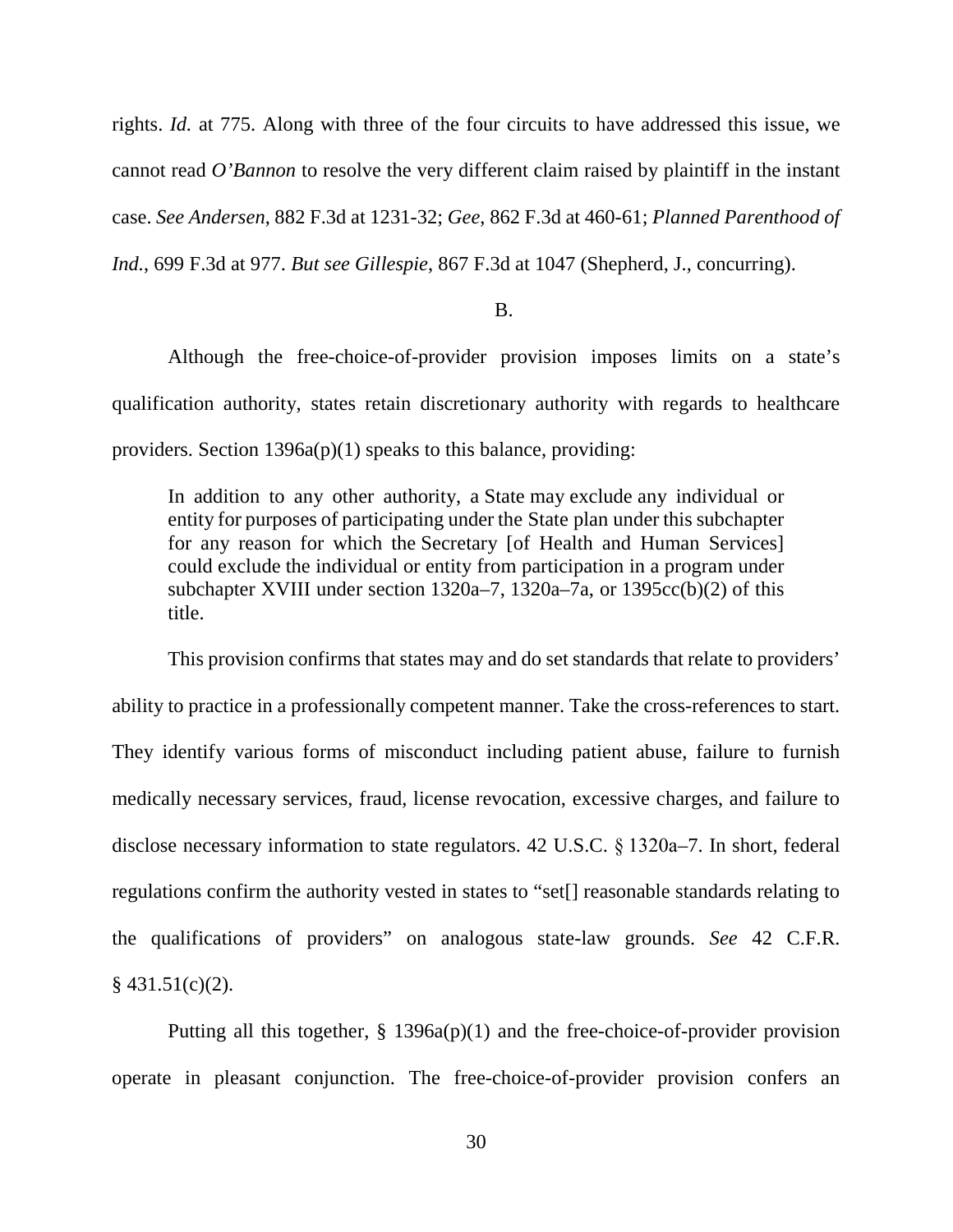rights. *Id.* at 775. Along with three of the four circuits to have addressed this issue, we cannot read *O'Bannon* to resolve the very different claim raised by plaintiff in the instant case. *See Andersen*, 882 F.3d at 1231-32; *Gee*, 862 F.3d at 460-61; *Planned Parenthood of Ind.*, 699 F.3d at 977. *But see Gillespie*, 867 F.3d at 1047 (Shepherd, J., concurring).

B.

Although the free-choice-of-provider provision imposes limits on a state's qualification authority, states retain discretionary authority with regards to healthcare providers. Section 1396a(p)(1) speaks to this balance, providing:

> In addition to any other authority, a State may exclude any individual or entity for purposes of participating under the State plan under this subchapter for any reason for which the Secretary [of Health and Human Services] could exclude the individual or entity from participation in a program under subchapter XVIII under section 1320a–7, 1320a–7a, or 1395cc(b)(2) of this title.

This provision confirms that states may and do set standards that relate to providers' ability to practice in a professionally competent manner. Take the cross-references to start. They identify various forms of misconduct including patient abuse, failure to furnish medically necessary services, fraud, license revocation, excessive charges, and failure to disclose necessary information to state regulators. 42 U.S.C. § 1320a–7. In short, federal regulations confirm the authority vested in states to "set[] reasonable standards relating to the qualifications of providers" on analogous state-law grounds. *See* 42 C.F.R. § 431.51(c)(2).

Putting all this together, § 1396a(p)(1) and the free-choice-of-provider provision operate in pleasant conjunction. The free-choice-of-provider provision confers an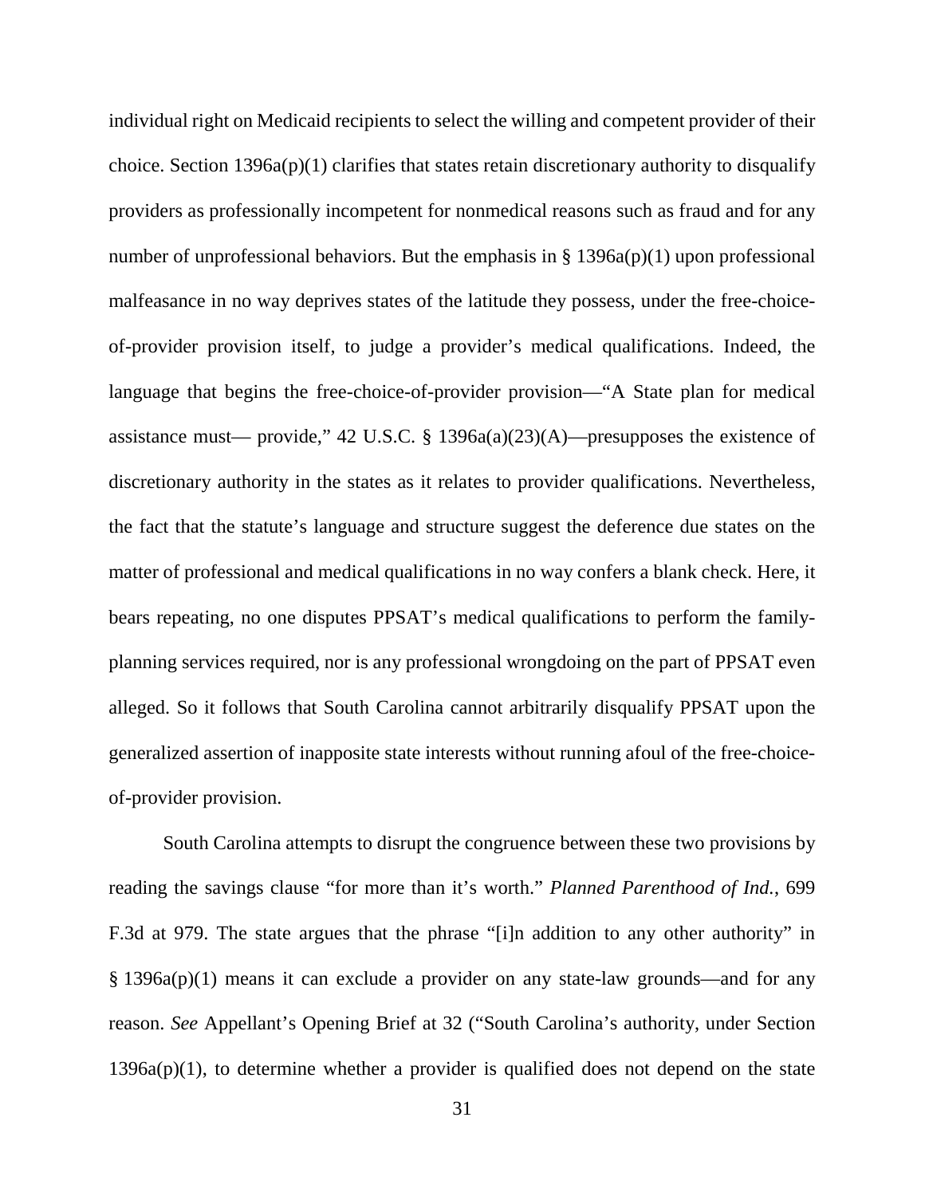individual right on Medicaid recipients to select the willing and competent provider of their choice. Section 1396a(p)(1) clarifies that states retain discretionary authority to disqualify providers as professionally incompetent for nonmedical reasons such as fraud and for any number of unprofessional behaviors. But the emphasis in § 1396a(p)(1) upon professional malfeasance in no way deprives states of the latitude they possess, under the free-choice-of-provider provision itself, to judge a provider's medical qualifications. Indeed, the language that begins the free-choice-of-provider provision—"A State plan for medical assistance must— provide," 42 U.S.C. § 1396a(a)(23)(A)—presupposes the existence of discretionary authority in the states as it relates to provider qualifications. Nevertheless, the fact that the statute's language and structure suggest the deference due states on the matter of professional and medical qualifications in no way confers a blank check. Here, it bears repeating, no one disputes PPSAT's medical qualifications to perform the family-planning services required, nor is any professional wrongdoing on the part of PPSAT even alleged. So it follows that South Carolina cannot arbitrarily disqualify PPSAT upon the generalized assertion of inapposite state interests without running afoul of the free-choice-of-provider provision.

South Carolina attempts to disrupt the congruence between these two provisions by reading the savings clause "for more than it's worth." *Planned Parenthood of Ind.*, 699 F.3d at 979. The state argues that the phrase "[i]n addition to any other authority" in § 1396a(p)(1) means it can exclude a provider on any state-law grounds—and for any reason. *See* Appellant's Opening Brief at 32 ("South Carolina's authority, under Section 1396a(p)(1), to determine whether a provider is qualified does not depend on the state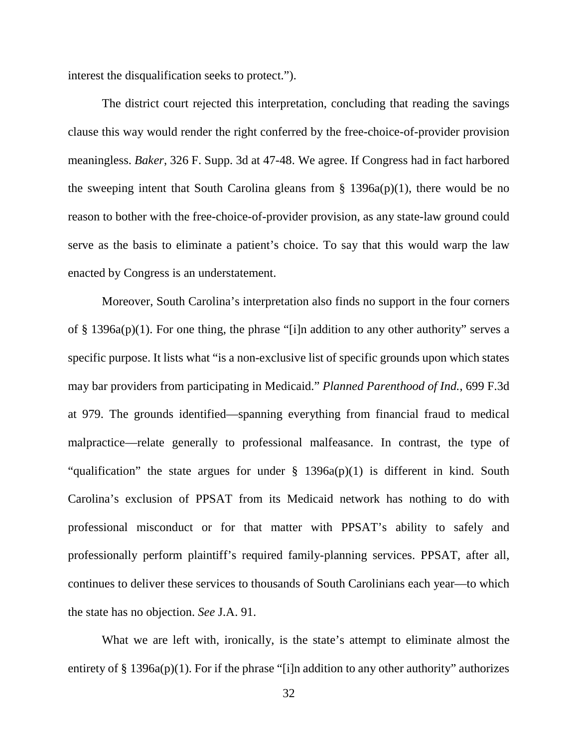interest the disqualification seeks to protect.").

The district court rejected this interpretation, concluding that reading the savings clause this way would render the right conferred by the free-choice-of-provider provision meaningless. *Baker*, 326 F. Supp. 3d at 47-48. We agree. If Congress had in fact harbored the sweeping intent that South Carolina gleans from § 1396a(p)(1), there would be no reason to bother with the free-choice-of-provider provision, as any state-law ground could serve as the basis to eliminate a patient's choice. To say that this would warp the law enacted by Congress is an understatement.

Moreover, South Carolina's interpretation also finds no support in the four corners of § 1396a(p)(1). For one thing, the phrase "[i]n addition to any other authority" serves a specific purpose. It lists what "is a non-exclusive list of specific grounds upon which states may bar providers from participating in Medicaid." *Planned Parenthood of Ind.*, 699 F.3d at 979. The grounds identified—spanning everything from financial fraud to medical malpractice—relate generally to professional malfeasance. In contrast, the type of "qualification" the state argues for under § 1396a(p)(1) is different in kind. South Carolina's exclusion of PPSAT from its Medicaid network has nothing to do with professional misconduct or for that matter with PPSAT's ability to safely and professionally perform plaintiff's required family-planning services. PPSAT, after all, continues to deliver these services to thousands of South Carolinians each year—to which the state has no objection. *See* J.A. 91.

What we are left with, ironically, is the state's attempt to eliminate almost the entirety of § 1396a(p)(1). For if the phrase "[i]n addition to any other authority" authorizes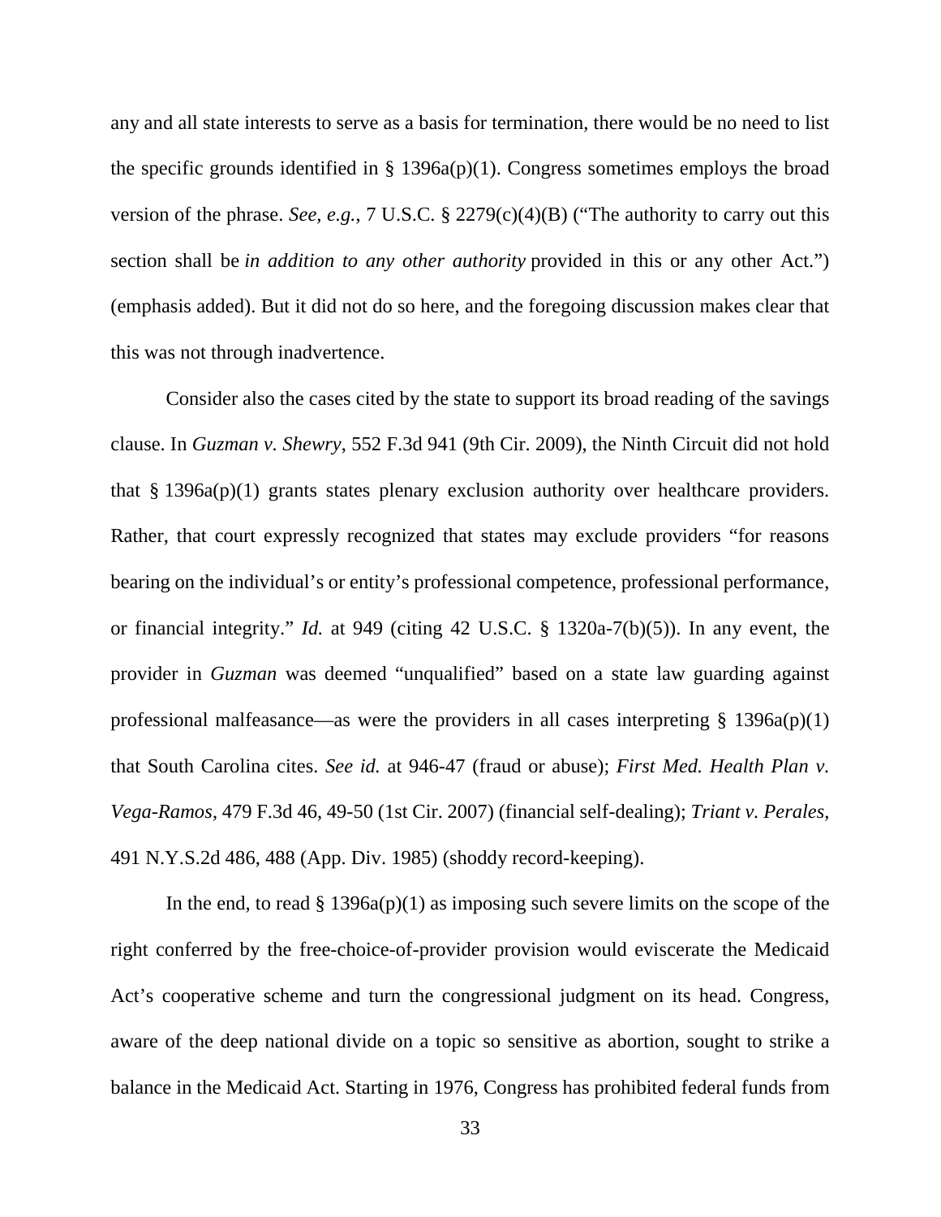any and all state interests to serve as a basis for termination, there would be no need to list the specific grounds identified in § 1396a(p)(1). Congress sometimes employs the broad version of the phrase. *See, e.g.*, 7 U.S.C. § 2279(c)(4)(B) ("The authority to carry out this section shall be *in addition to any other authority* provided in this or any other Act.") (emphasis added). But it did not do so here, and the foregoing discussion makes clear that this was not through inadvertence.

Consider also the cases cited by the state to support its broad reading of the savings clause. In *Guzman v. Shewry*, 552 F.3d 941 (9th Cir. 2009), the Ninth Circuit did not hold that § 1396a(p)(1) grants states plenary exclusion authority over healthcare providers. Rather, that court expressly recognized that states may exclude providers "for reasons bearing on the individual's or entity's professional competence, professional performance, or financial integrity." *Id.* at 949 (citing 42 U.S.C. § 1320a-7(b)(5)). In any event, the provider in *Guzman* was deemed "unqualified" based on a state law guarding against professional malfeasance—as were the providers in all cases interpreting § 1396a(p)(1) that South Carolina cites. *See id.* at 946-47 (fraud or abuse); *First Med. Health Plan v. Vega-Ramos*, 479 F.3d 46, 49-50 (1st Cir. 2007) (financial self-dealing); *Triant v. Perales*, 491 N.Y.S.2d 486, 488 (App. Div. 1985) (shoddy record-keeping).

In the end, to read § 1396a(p)(1) as imposing such severe limits on the scope of the right conferred by the free-choice-of-provider provision would eviscerate the Medicaid Act's cooperative scheme and turn the congressional judgment on its head. Congress, aware of the deep national divide on a topic so sensitive as abortion, sought to strike a balance in the Medicaid Act. Starting in 1976, Congress has prohibited federal funds from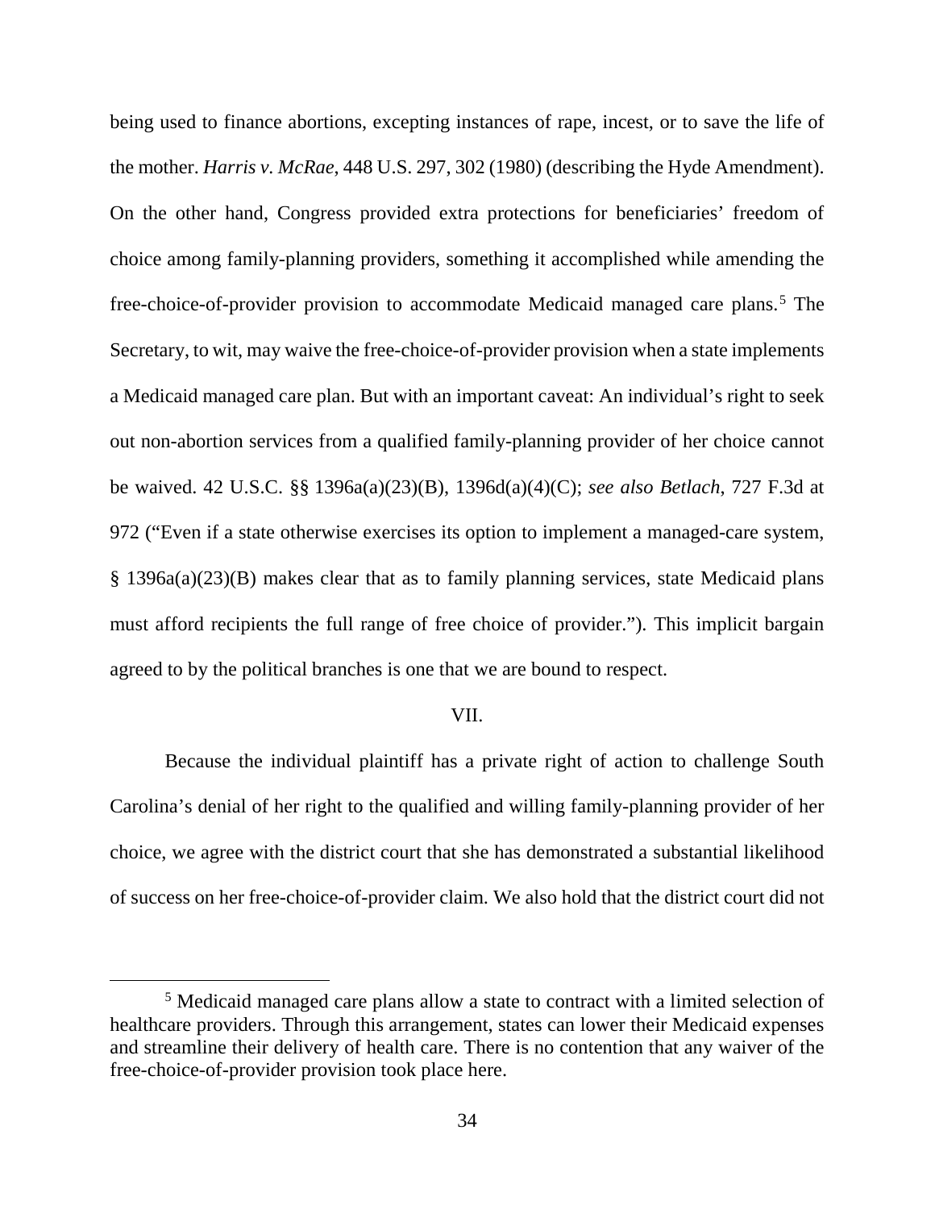being used to finance abortions, excepting instances of rape, incest, or to save the life of the mother. *Harris v. McRae*, 448 U.S. 297, 302 (1980) (describing the Hyde Amendment). On the other hand, Congress provided extra protections for beneficiaries' freedom of choice among family-planning providers, something it accomplished while amending the free-choice-of-provider provision to accommodate Medicaid managed care plans.[5] The Secretary, to wit, may waive the free-choice-of-provider provision when a state implements a Medicaid managed care plan. But with an important caveat: An individual's right to seek out non-abortion services from a qualified family-planning provider of her choice cannot be waived. 42 U.S.C. §§ 1396a(a)(23)(B), 1396d(a)(4)(C); *see also Betlach*, 727 F.3d at 972 ("Even if a state otherwise exercises its option to implement a managed-care system, § 1396a(a)(23)(B) makes clear that as to family planning services, state Medicaid plans must afford recipients the full range of free choice of provider."). This implicit bargain agreed to by the political branches is one that we are bound to respect.

## VII.

Because the individual plaintiff has a private right of action to challenge South Carolina's denial of her right to the qualified and willing family-planning provider of her choice, we agree with the district court that she has demonstrated a substantial likelihood of success on her free-choice-of-provider claim. We also hold that the district court did not

[5] Medicaid managed care plans allow a state to contract with a limited selection of healthcare providers. Through this arrangement, states can lower their Medicaid expenses and streamline their delivery of health care. There is no contention that any waiver of the free-choice-of-provider provision took place here.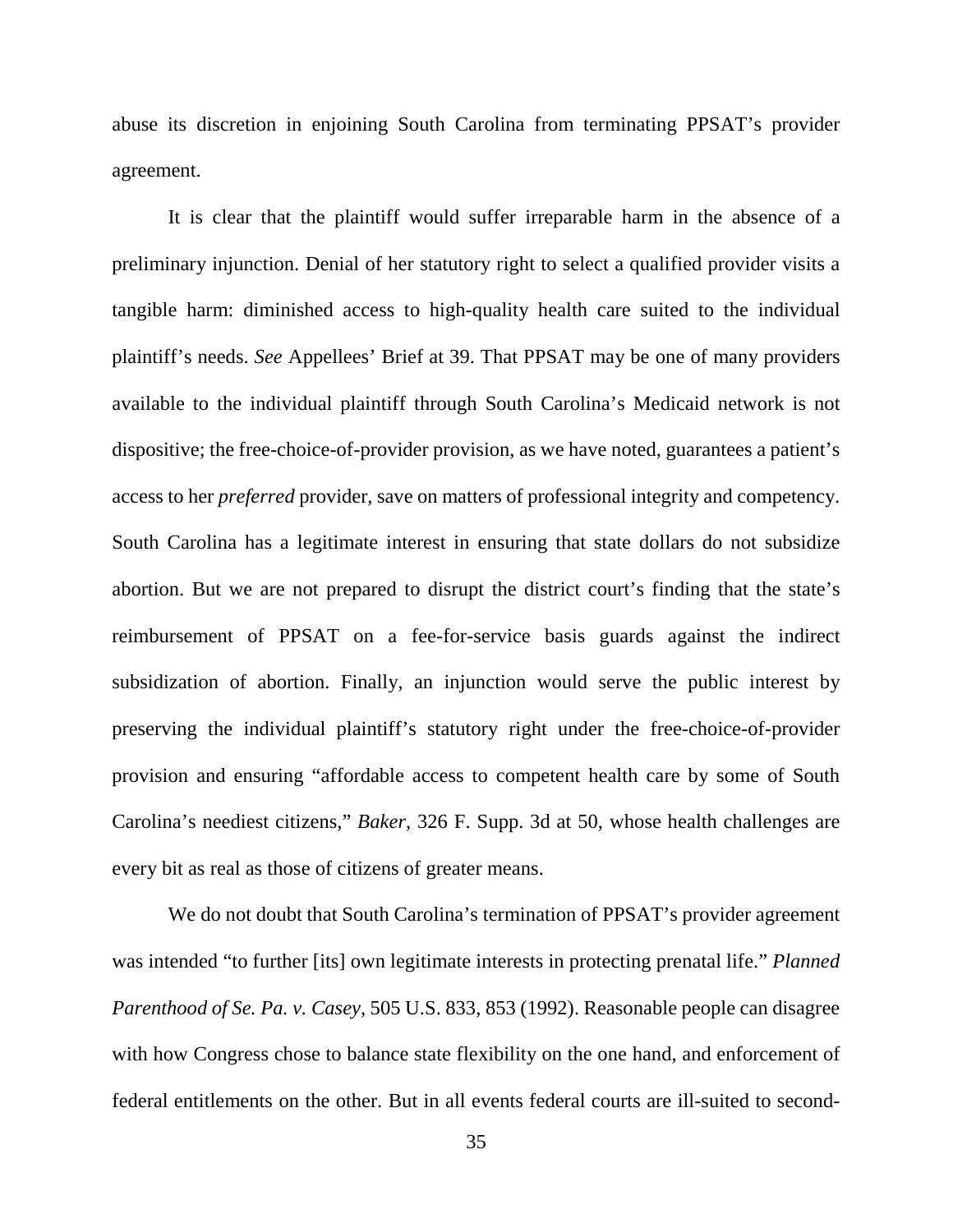abuse its discretion in enjoining South Carolina from terminating PPSAT's provider agreement.

It is clear that the plaintiff would suffer irreparable harm in the absence of a preliminary injunction. Denial of her statutory right to select a qualified provider visits a tangible harm: diminished access to high-quality health care suited to the individual plaintiff's needs. *See* Appellees' Brief at 39. That PPSAT may be one of many providers available to the individual plaintiff through South Carolina's Medicaid network is not dispositive; the free-choice-of-provider provision, as we have noted, guarantees a patient's access to her *preferred* provider, save on matters of professional integrity and competency. South Carolina has a legitimate interest in ensuring that state dollars do not subsidize abortion. But we are not prepared to disrupt the district court's finding that the state's reimbursement of PPSAT on a fee-for-service basis guards against the indirect subsidization of abortion. Finally, an injunction would serve the public interest by preserving the individual plaintiff's statutory right under the free-choice-of-provider provision and ensuring "affordable access to competent health care by some of South Carolina's neediest citizens," *Baker*, 326 F. Supp. 3d at 50, whose health challenges are every bit as real as those of citizens of greater means.

We do not doubt that South Carolina's termination of PPSAT's provider agreement was intended "to further [its] own legitimate interests in protecting prenatal life." *Planned Parenthood of Se. Pa. v. Casey*, 505 U.S. 833, 853 (1992). Reasonable people can disagree with how Congress chose to balance state flexibility on the one hand, and enforcement of federal entitlements on the other. But in all events federal courts are ill-suited to second-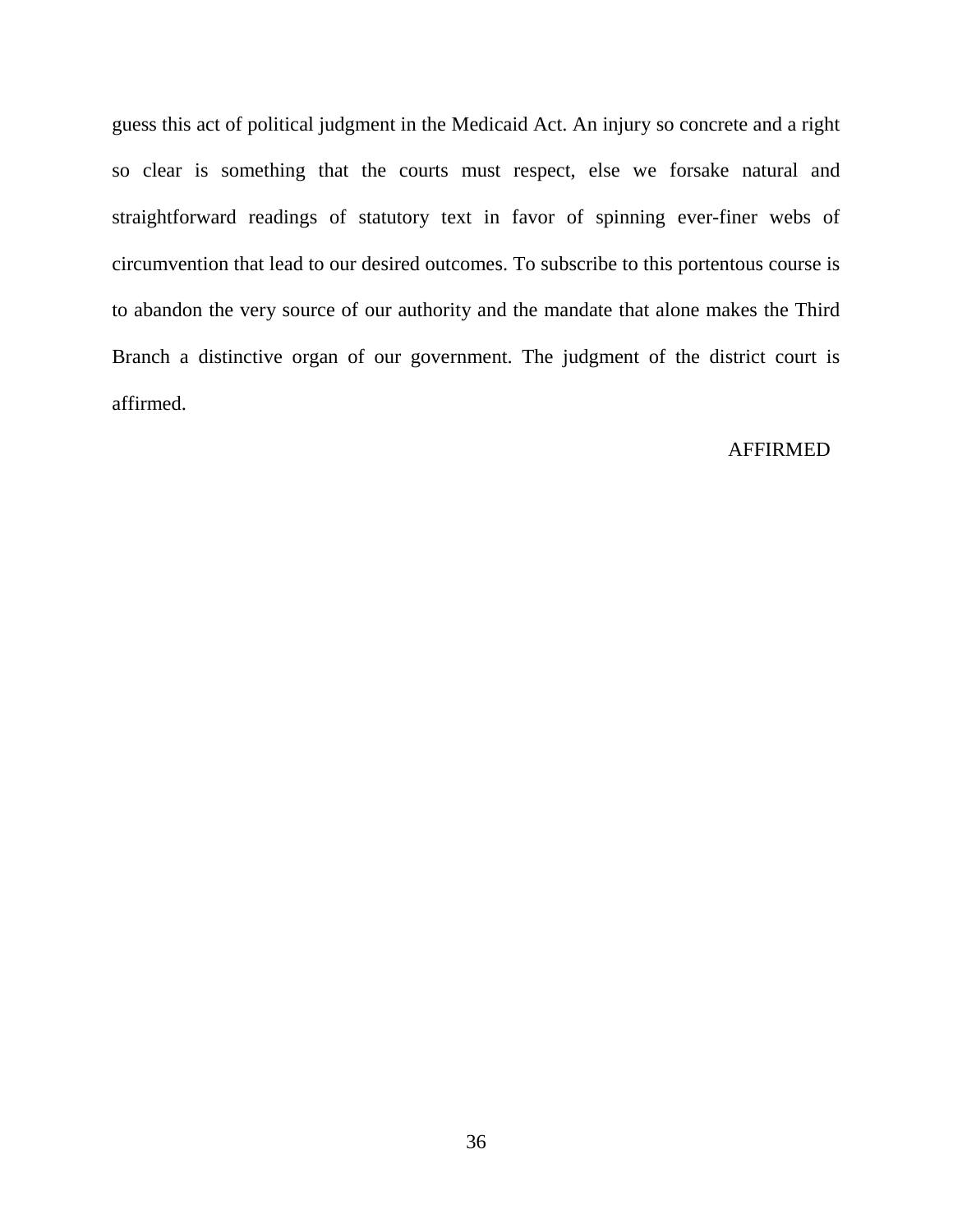guess this act of political judgment in the Medicaid Act. An injury so concrete and a right so clear is something that the courts must respect, else we forsake natural and straightforward readings of statutory text in favor of spinning ever-finer webs of circumvention that lead to our desired outcomes. To subscribe to this portentous course is to abandon the very source of our authority and the mandate that alone makes the Third Branch a distinctive organ of our government. The judgment of the district court is affirmed.

AFFIRMED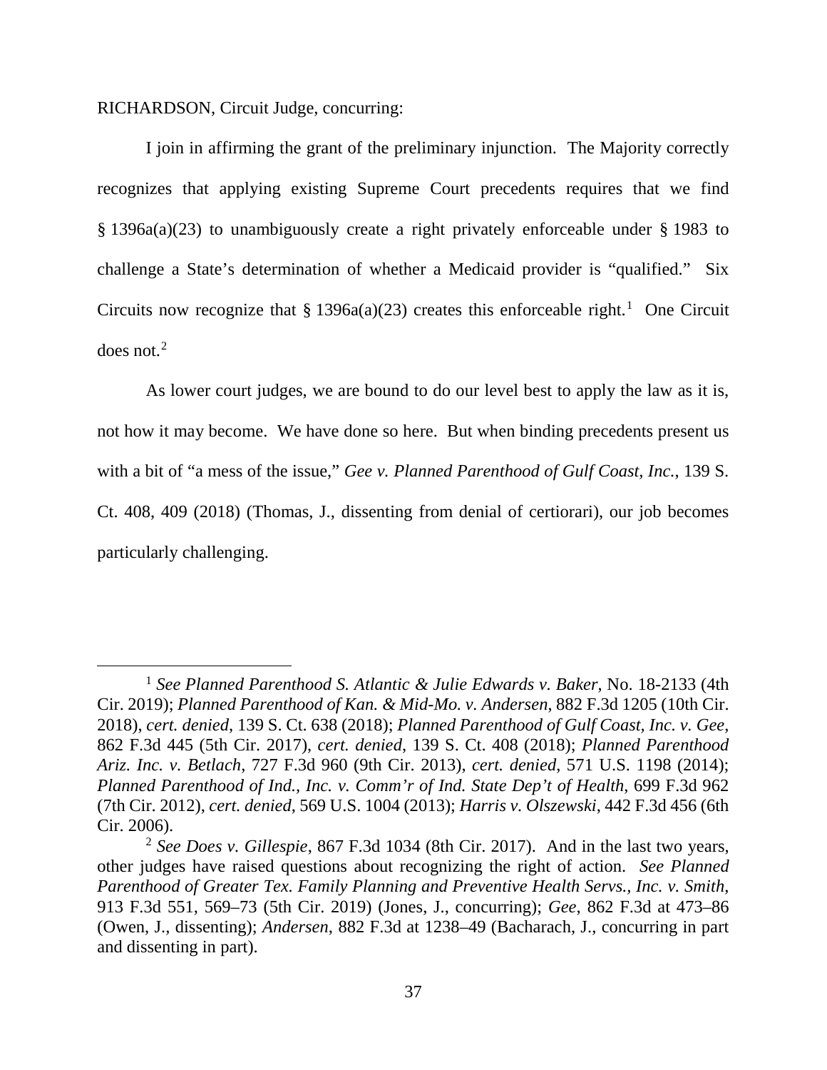RICHARDSON, Circuit Judge, concurring:

I join in affirming the grant of the preliminary injunction. The Majority correctly recognizes that applying existing Supreme Court precedents requires that we find § 1396a(a)(23) to unambiguously create a right privately enforceable under § 1983 to challenge a State's determination of whether a Medicaid provider is "qualified." Six Circuits now recognize that § 1396a(a)(23) creates this enforceable right.[1] One Circuit does not.[2]

As lower court judges, we are bound to do our level best to apply the law as it is, not how it may become. We have done so here. But when binding precedents present us with a bit of "a mess of the issue," *Gee v. Planned Parenthood of Gulf Coast, Inc.*, 139 S. Ct. 408, 409 (2018) (Thomas, J., dissenting from denial of certiorari), our job becomes particularly challenging.

---

[1] *See Planned Parenthood S. Atlantic & Julie Edwards v. Baker*, No. 18-2133 (4th Cir. 2019); *Planned Parenthood of Kan. & Mid-Mo. v. Andersen*, 882 F.3d 1205 (10th Cir. 2018), *cert. denied*, 139 S. Ct. 638 (2018); *Planned Parenthood of Gulf Coast, Inc. v. Gee*, 862 F.3d 445 (5th Cir. 2017), *cert. denied*, 139 S. Ct. 408 (2018); *Planned Parenthood Ariz. Inc. v. Betlach*, 727 F.3d 960 (9th Cir. 2013), *cert. denied*, 571 U.S. 1198 (2014); *Planned Parenthood of Ind., Inc. v. Comm'r of Ind. State Dep't of Health*, 699 F.3d 962 (7th Cir. 2012), *cert. denied*, 569 U.S. 1004 (2013); *Harris v. Olszewski*, 442 F.3d 456 (6th Cir. 2006).

[2] *See Does v. Gillespie*, 867 F.3d 1034 (8th Cir. 2017). And in the last two years, other judges have raised questions about recognizing the right of action. *See Planned Parenthood of Greater Tex. Family Planning and Preventive Health Servs., Inc. v. Smith*, 913 F.3d 551, 569–73 (5th Cir. 2019) (Jones, J., concurring); *Gee*, 862 F.3d at 473–86 (Owen, J., dissenting); *Andersen*, 882 F.3d at 1238–49 (Bacharach, J., concurring in part and dissenting in part).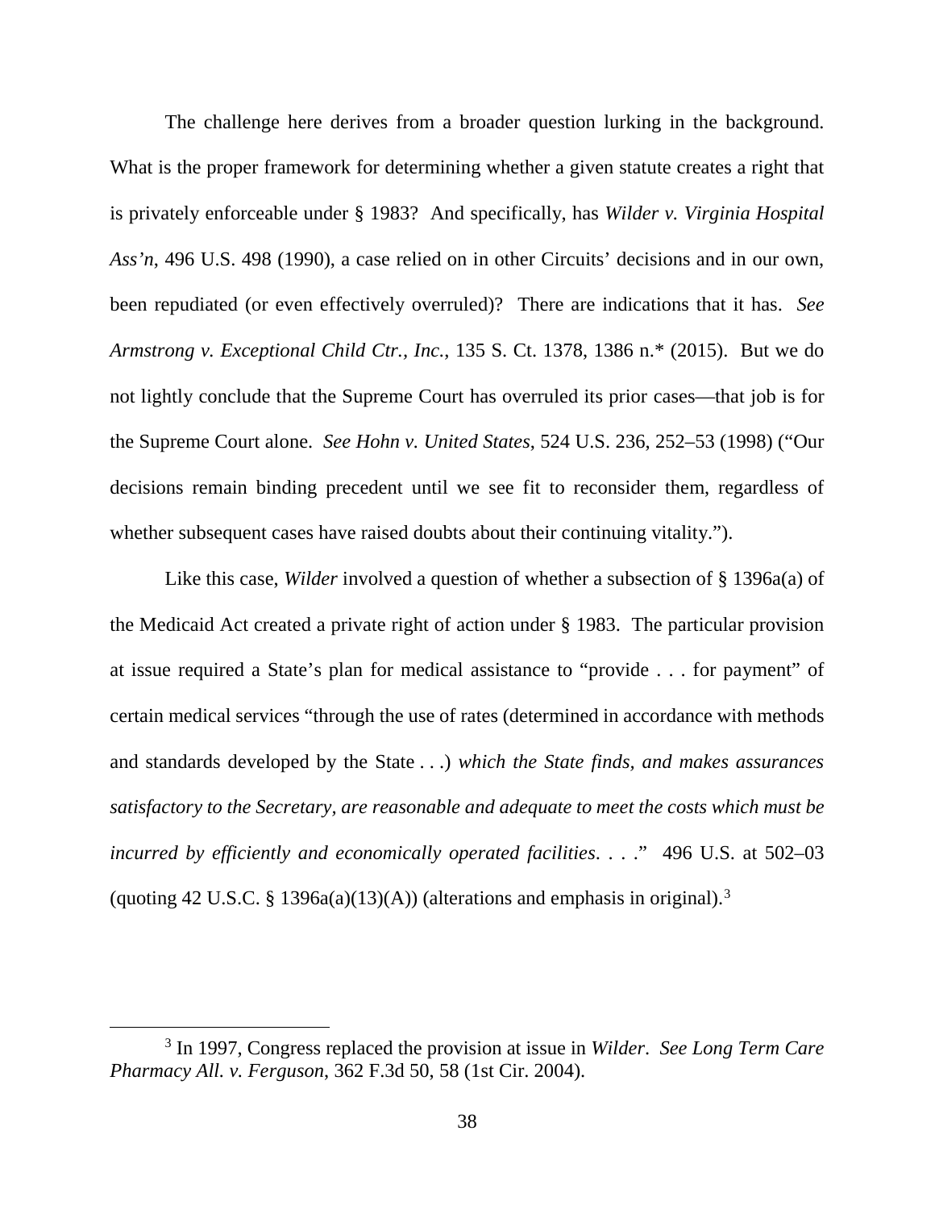The challenge here derives from a broader question lurking in the background. What is the proper framework for determining whether a given statute creates a right that is privately enforceable under § 1983? And specifically, has *Wilder v. Virginia Hospital Ass'n*, 496 U.S. 498 (1990), a case relied on in other Circuits' decisions and in our own, been repudiated (or even effectively overruled)? There are indications that it has. *See Armstrong v. Exceptional Child Ctr., Inc.*, 135 S. Ct. 1378, 1386 n.* (2015). But we do not lightly conclude that the Supreme Court has overruled its prior cases—that job is for the Supreme Court alone. *See Hohn v. United States*, 524 U.S. 236, 252–53 (1998) ("Our decisions remain binding precedent until we see fit to reconsider them, regardless of whether subsequent cases have raised doubts about their continuing vitality.").

Like this case, *Wilder* involved a question of whether a subsection of § 1396a(a) of the Medicaid Act created a private right of action under § 1983. The particular provision at issue required a State's plan for medical assistance to "provide . . . for payment" of certain medical services "through the use of rates (determined in accordance with methods and standards developed by the State . . .) *which the State finds, and makes assurances satisfactory to the Secretary, are reasonable and adequate to meet the costs which must be incurred by efficiently and economically operated facilities*. . . ." 496 U.S. at 502–03 (quoting 42 U.S.C. § 1396a(a)(13)(A)) (alterations and emphasis in original).[3]

[3] In 1997, Congress replaced the provision at issue in *Wilder*. *See Long Term Care Pharmacy All. v. Ferguson*, 362 F.3d 50, 58 (1st Cir. 2004).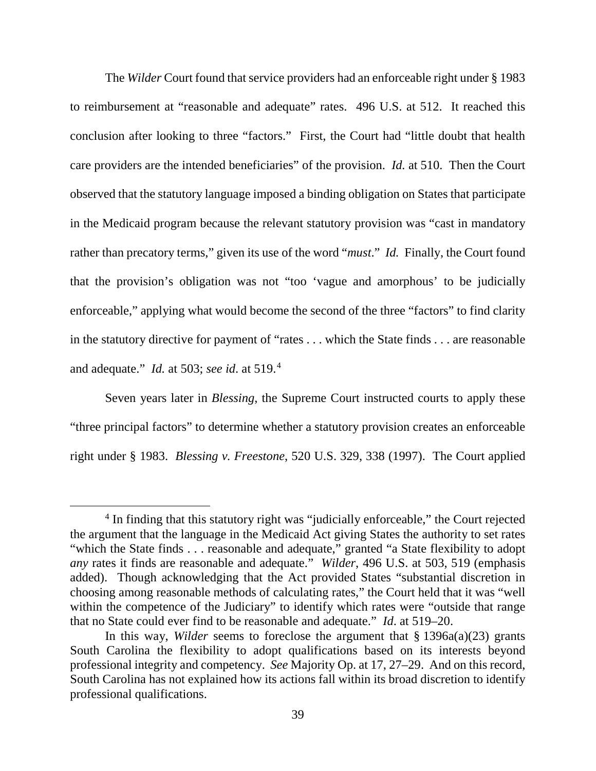The *Wilder* Court found that service providers had an enforceable right under § 1983 to reimbursement at "reasonable and adequate" rates. 496 U.S. at 512. It reached this conclusion after looking to three "factors." First, the Court had "little doubt that health care providers are the intended beneficiaries" of the provision. *Id.* at 510. Then the Court observed that the statutory language imposed a binding obligation on States that participate in the Medicaid program because the relevant statutory provision was "cast in mandatory rather than precatory terms," given its use of the word "*must*." *Id.* Finally, the Court found that the provision's obligation was not "too 'vague and amorphous' to be judicially enforceable," applying what would become the second of the three "factors" to find clarity in the statutory directive for payment of "rates . . . which the State finds . . . are reasonable and adequate." *Id.* at 503; *see id*. at 519.[4]

Seven years later in *Blessing*, the Supreme Court instructed courts to apply these "three principal factors" to determine whether a statutory provision creates an enforceable right under § 1983. *Blessing v. Freestone*, 520 U.S. 329, 338 (1997). The Court applied

---

[4] In finding that this statutory right was "judicially enforceable," the Court rejected the argument that the language in the Medicaid Act giving States the authority to set rates "which the State finds . . . reasonable and adequate," granted "a State flexibility to adopt *any* rates it finds are reasonable and adequate." *Wilder*, 496 U.S. at 503, 519 (emphasis added). Though acknowledging that the Act provided States "substantial discretion in choosing among reasonable methods of calculating rates," the Court held that it was "well within the competence of the Judiciary" to identify which rates were "outside that range that no State could ever find to be reasonable and adequate." *Id*. at 519–20.

In this way, *Wilder* seems to foreclose the argument that § 1396a(a)(23) grants South Carolina the flexibility to adopt qualifications based on its interests beyond professional integrity and competency. *See* Majority Op. at 17, 27–29. And on this record, South Carolina has not explained how its actions fall within its broad discretion to identify professional qualifications.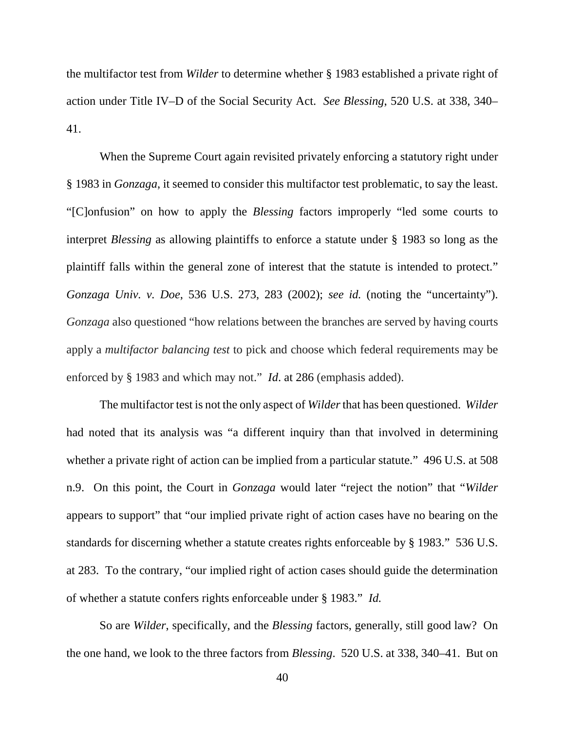the multifactor test from *Wilder* to determine whether § 1983 established a private right of action under Title IV–D of the Social Security Act. *See Blessing*, 520 U.S. at 338, 340–41.

When the Supreme Court again revisited privately enforcing a statutory right under § 1983 in *Gonzaga*, it seemed to consider this multifactor test problematic, to say the least. "[C]onfusion" on how to apply the *Blessing* factors improperly "led some courts to interpret *Blessing* as allowing plaintiffs to enforce a statute under § 1983 so long as the plaintiff falls within the general zone of interest that the statute is intended to protect." *Gonzaga Univ. v. Doe*, 536 U.S. 273, 283 (2002); *see id.* (noting the "uncertainty"). *Gonzaga* also questioned "how relations between the branches are served by having courts apply a *multifactor balancing test* to pick and choose which federal requirements may be enforced by § 1983 and which may not." *Id*. at 286 (emphasis added).

The multifactor test is not the only aspect of *Wilder* that has been questioned. *Wilder* had noted that its analysis was "a different inquiry than that involved in determining whether a private right of action can be implied from a particular statute." 496 U.S. at 508 n.9. On this point, the Court in *Gonzaga* would later "reject the notion" that "*Wilder* appears to support" that "our implied private right of action cases have no bearing on the standards for discerning whether a statute creates rights enforceable by § 1983." 536 U.S. at 283. To the contrary, "our implied right of action cases should guide the determination of whether a statute confers rights enforceable under § 1983." *Id.*

So are *Wilder*, specifically, and the *Blessing* factors, generally, still good law? On the one hand, we look to the three factors from *Blessing*. 520 U.S. at 338, 340–41. But on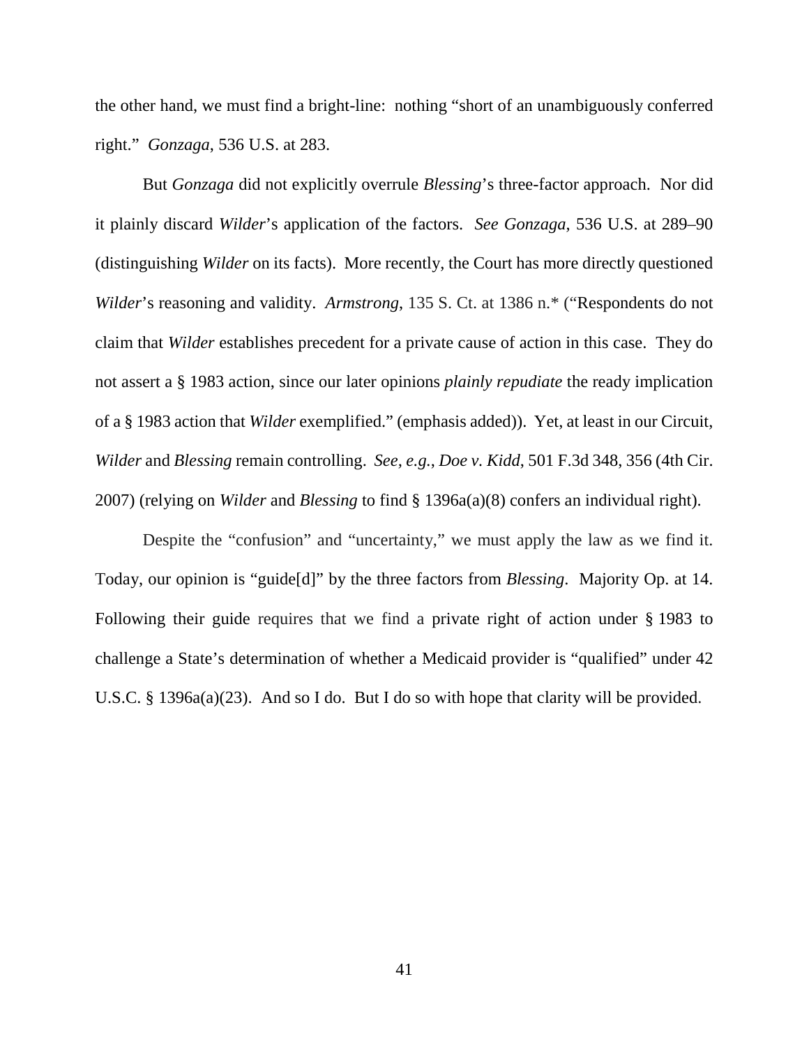the other hand, we must find a bright-line: nothing "short of an unambiguously conferred right." *Gonzaga*, 536 U.S. at 283.

But *Gonzaga* did not explicitly overrule *Blessing*'s three-factor approach. Nor did it plainly discard *Wilder*'s application of the factors. *See Gonzaga*, 536 U.S. at 289–90 (distinguishing *Wilder* on its facts). More recently, the Court has more directly questioned *Wilder*'s reasoning and validity. *Armstrong*, 135 S. Ct. at 1386 n.* ("Respondents do not claim that *Wilder* establishes precedent for a private cause of action in this case. They do not assert a § 1983 action, since our later opinions *plainly repudiate* the ready implication of a § 1983 action that *Wilder* exemplified." (emphasis added)). Yet, at least in our Circuit, *Wilder* and *Blessing* remain controlling. *See, e.g.*, *Doe v. Kidd*, 501 F.3d 348, 356 (4th Cir. 2007) (relying on *Wilder* and *Blessing* to find § 1396a(a)(8) confers an individual right).

Despite the "confusion" and "uncertainty," we must apply the law as we find it. Today, our opinion is "guide[d]" by the three factors from *Blessing*. Majority Op. at 14. Following their guide requires that we find a private right of action under § 1983 to challenge a State's determination of whether a Medicaid provider is "qualified" under 42 U.S.C. § 1396a(a)(23). And so I do. But I do so with hope that clarity will be provided.